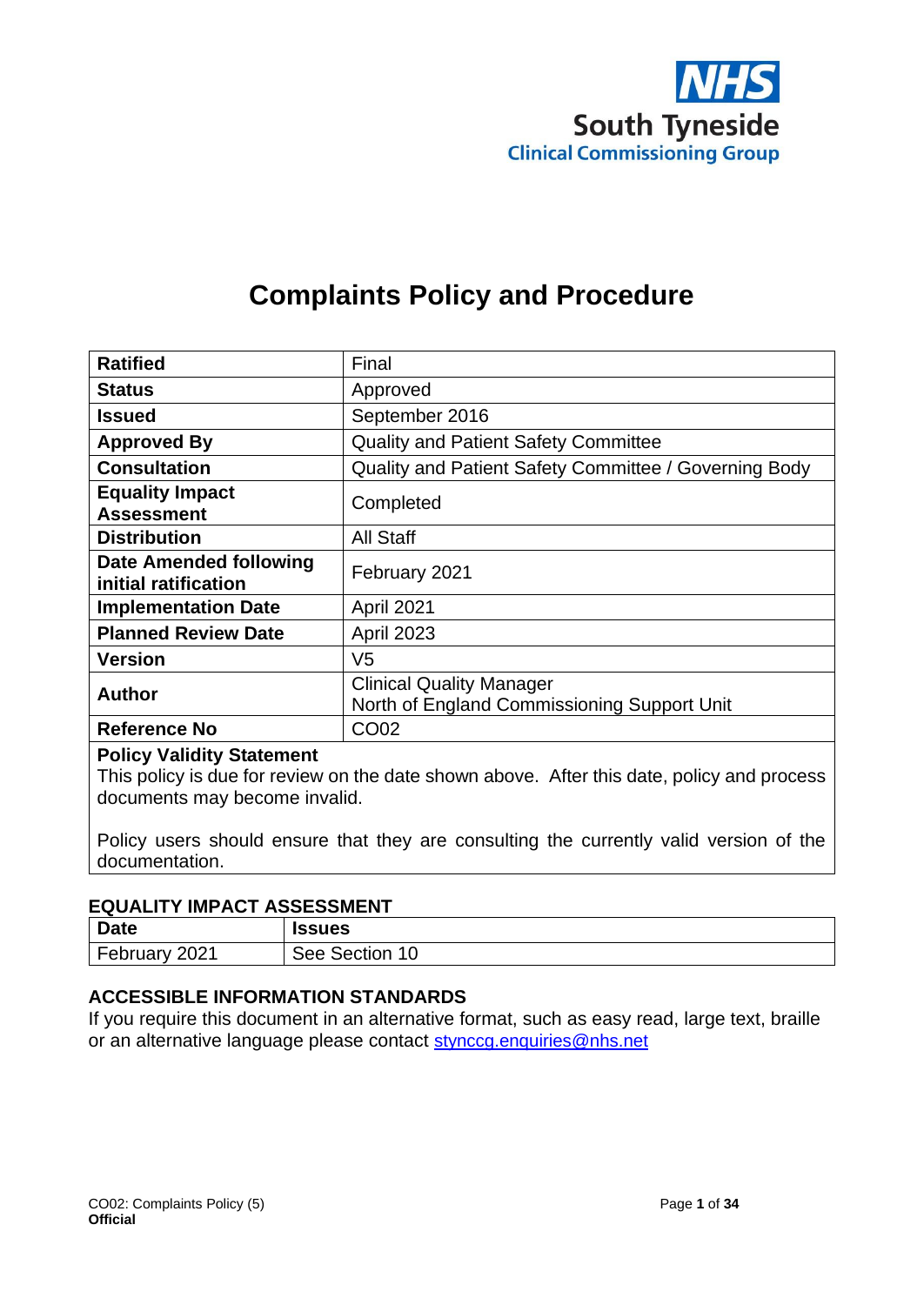NHS
South Tyneside
Clinical Commissioning Group

# Complaints Policy and Procedure

| **Ratified** | Final |
|---|---|
| **Status** | Approved |
| **Issued** | September 2016 |
| **Approved By** | Quality and Patient Safety Committee |
| **Consultation** | Quality and Patient Safety Committee / Governing Body |
| **Equality Impact Assessment** | Completed |
| **Distribution** | All Staff |
| **Date Amended following initial ratification** | February 2021 |
| **Implementation Date** | April 2021 |
| **Planned Review Date** | April 2023 |
| **Version** | V5 |
| **Author** | Clinical Quality Manager<br>North of England Commissioning Support Unit |
| **Reference No** | CO02 |

**Policy Validity Statement**
This policy is due for review on the date shown above. After this date, policy and process documents may become invalid.

Policy users should ensure that they are consulting the currently valid version of the documentation.

## EQUALITY IMPACT ASSESSMENT

| **Date** | **Issues** |
|---|---|
| February 2021 | See Section 10 |

## ACCESSIBLE INFORMATION STANDARDS

If you require this document in an alternative format, such as easy read, large text, braille or an alternative language please contact stynccg.enquiries@nhs.net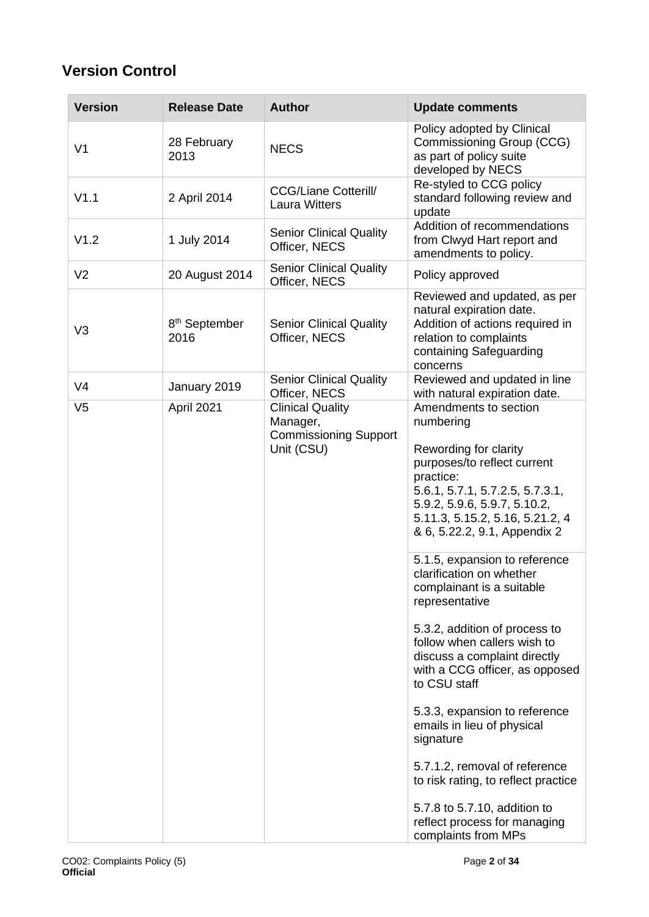## Version Control

| Version | Release Date | Author | Update comments |
|---|---|---|---|
| V1 | 28 February 2013 | NECS | Policy adopted by Clinical Commissioning Group (CCG) as part of policy suite developed by NECS |
| V1.1 | 2 April 2014 | CCG/Liane Cotterill/ Laura Witters | Re-styled to CCG policy standard following review and update |
| V1.2 | 1 July 2014 | Senior Clinical Quality Officer, NECS | Addition of recommendations from Clwyd Hart report and amendments to policy. |
| V2 | 20 August 2014 | Senior Clinical Quality Officer, NECS | Policy approved |
| V3 | 8th September 2016 | Senior Clinical Quality Officer, NECS | Reviewed and updated, as per natural expiration date. Addition of actions required in relation to complaints containing Safeguarding concerns |
| V4 | January 2019 | Senior Clinical Quality Officer, NECS | Reviewed and updated in line with natural expiration date. |
| V5 | April 2021 | Clinical Quality Manager, Commissioning Support Unit (CSU) | Amendments to section numbering<br><br>Rewording for clarity purposes/to reflect current practice: 5.6.1, 5.7.1, 5.7.2.5, 5.7.3.1, 5.9.2, 5.9.6, 5.9.7, 5.10.2, 5.11.3, 5.15.2, 5.16, 5.21.2, 4 & 6, 5.22.2, 9.1, Appendix 2<br><br>5.1.5, expansion to reference clarification on whether complainant is a suitable representative<br><br>5.3.2, addition of process to follow when callers wish to discuss a complaint directly with a CCG officer, as opposed to CSU staff<br><br>5.3.3, expansion to reference emails in lieu of physical signature<br><br>5.7.1.2, removal of reference to risk rating, to reflect practice<br><br>5.7.8 to 5.7.10, addition to reflect process for managing complaints from MPs |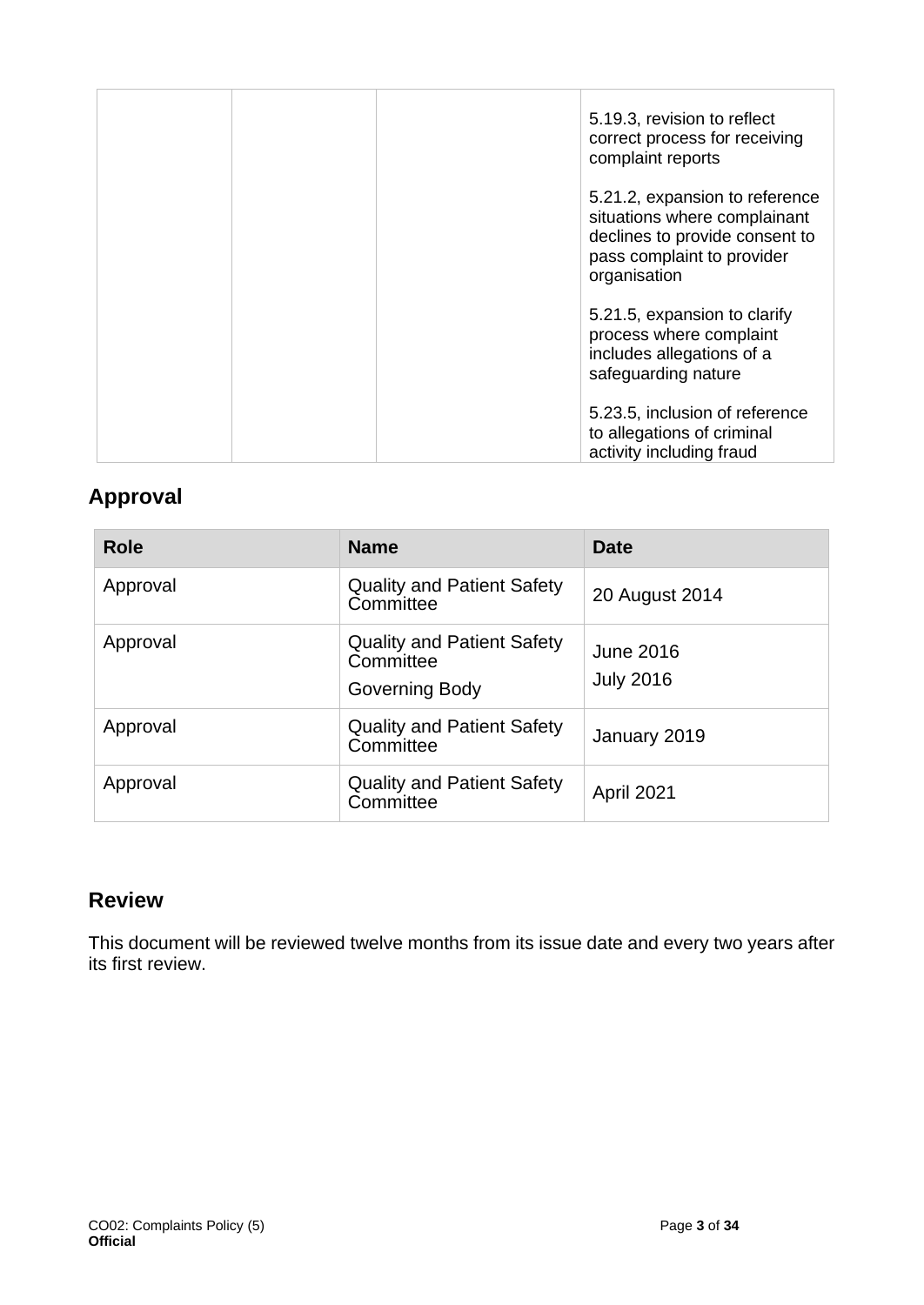| | | | 5.19.3, revision to reflect correct process for receiving complaint reports<br><br>5.21.2, expansion to reference situations where complainant declines to provide consent to pass complaint to provider organisation<br><br>5.21.5, expansion to clarify process where complaint includes allegations of a safeguarding nature<br><br>5.23.5, inclusion of reference to allegations of criminal activity including fraud |
|---|---|---|---|

## Approval

| Role | Name | Date |
|---|---|---|
| Approval | Quality and Patient Safety Committee | 20 August 2014 |
| Approval | Quality and Patient Safety Committee<br>Governing Body | June 2016<br>July 2016 |
| Approval | Quality and Patient Safety Committee | January 2019 |
| Approval | Quality and Patient Safety Committee | April 2021 |

## Review

This document will be reviewed twelve months from its issue date and every two years after its first review.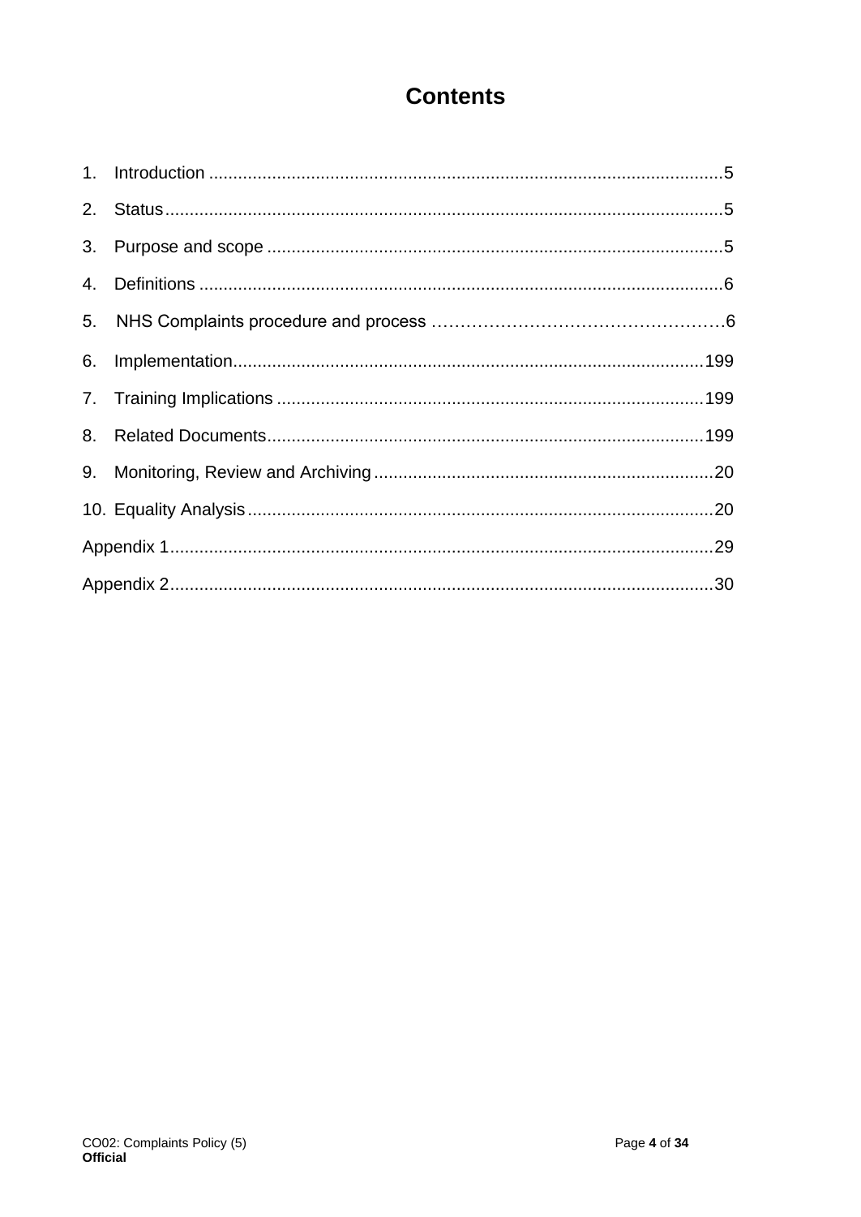# Contents

1. Introduction ........................................................................................................5
2. Status.................................................................................................................5
3. Purpose and scope ............................................................................................5
4. Definitions ..........................................................................................................6
5. NHS Complaints procedure and process ……………………………………………6
6. Implementation................................................................................................199
7. Training Implications .......................................................................................199
8. Related Documents.........................................................................................199
9. Monitoring, Review and Archiving .....................................................................20
10. Equality Analysis ...............................................................................................20

Appendix 1..............................................................................................................29

Appendix 2..............................................................................................................30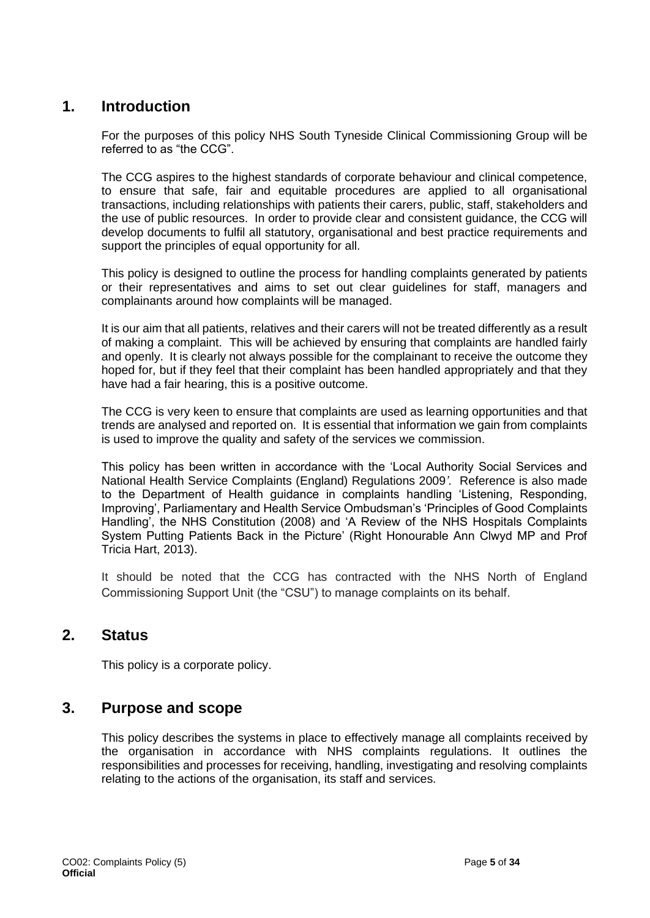## 1. Introduction

For the purposes of this policy NHS South Tyneside Clinical Commissioning Group will be referred to as "the CCG".

The CCG aspires to the highest standards of corporate behaviour and clinical competence, to ensure that safe, fair and equitable procedures are applied to all organisational transactions, including relationships with patients their carers, public, staff, stakeholders and the use of public resources. In order to provide clear and consistent guidance, the CCG will develop documents to fulfil all statutory, organisational and best practice requirements and support the principles of equal opportunity for all.

This policy is designed to outline the process for handling complaints generated by patients or their representatives and aims to set out clear guidelines for staff, managers and complainants around how complaints will be managed.

It is our aim that all patients, relatives and their carers will not be treated differently as a result of making a complaint. This will be achieved by ensuring that complaints are handled fairly and openly. It is clearly not always possible for the complainant to receive the outcome they hoped for, but if they feel that their complaint has been handled appropriately and that they have had a fair hearing, this is a positive outcome.

The CCG is very keen to ensure that complaints are used as learning opportunities and that trends are analysed and reported on. It is essential that information we gain from complaints is used to improve the quality and safety of the services we commission.

This policy has been written in accordance with the 'Local Authority Social Services and National Health Service Complaints (England) Regulations 2009*'*. Reference is also made to the Department of Health guidance in complaints handling 'Listening, Responding, Improving', Parliamentary and Health Service Ombudsman's 'Principles of Good Complaints Handling', the NHS Constitution (2008) and 'A Review of the NHS Hospitals Complaints System Putting Patients Back in the Picture' (Right Honourable Ann Clwyd MP and Prof Tricia Hart, 2013).

It should be noted that the CCG has contracted with the NHS North of England Commissioning Support Unit (the "CSU") to manage complaints on its behalf.

## 2. Status

This policy is a corporate policy.

## 3. Purpose and scope

This policy describes the systems in place to effectively manage all complaints received by the organisation in accordance with NHS complaints regulations. It outlines the responsibilities and processes for receiving, handling, investigating and resolving complaints relating to the actions of the organisation, its staff and services.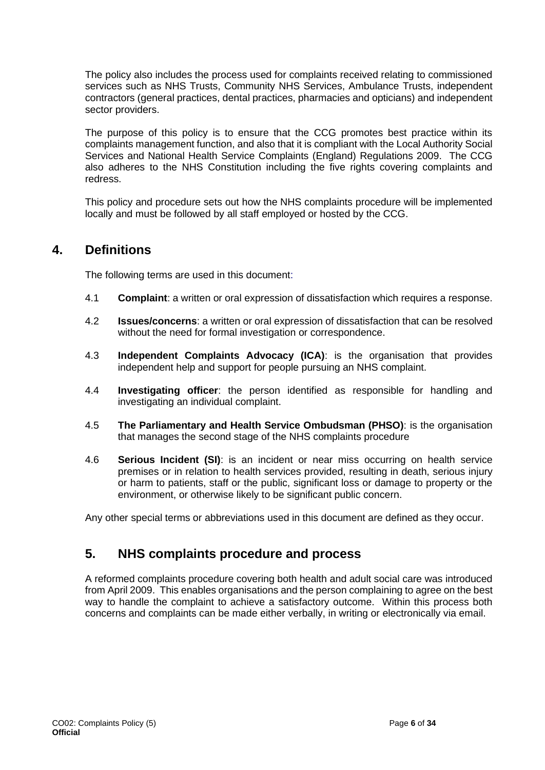The policy also includes the process used for complaints received relating to commissioned services such as NHS Trusts, Community NHS Services, Ambulance Trusts, independent contractors (general practices, dental practices, pharmacies and opticians) and independent sector providers.

The purpose of this policy is to ensure that the CCG promotes best practice within its complaints management function, and also that it is compliant with the Local Authority Social Services and National Health Service Complaints (England) Regulations 2009. The CCG also adheres to the NHS Constitution including the five rights covering complaints and redress.

This policy and procedure sets out how the NHS complaints procedure will be implemented locally and must be followed by all staff employed or hosted by the CCG.

## 4. Definitions

The following terms are used in this document:

4.1 **Complaint**: a written or oral expression of dissatisfaction which requires a response.

4.2 **Issues/concerns**: a written or oral expression of dissatisfaction that can be resolved without the need for formal investigation or correspondence.

4.3 **Independent Complaints Advocacy (ICA)**: is the organisation that provides independent help and support for people pursuing an NHS complaint.

4.4 **Investigating officer**: the person identified as responsible for handling and investigating an individual complaint.

4.5 **The Parliamentary and Health Service Ombudsman (PHSO)**: is the organisation that manages the second stage of the NHS complaints procedure

4.6 **Serious Incident (SI)**: is an incident or near miss occurring on health service premises or in relation to health services provided, resulting in death, serious injury or harm to patients, staff or the public, significant loss or damage to property or the environment, or otherwise likely to be significant public concern.

Any other special terms or abbreviations used in this document are defined as they occur.

## 5. NHS complaints procedure and process

A reformed complaints procedure covering both health and adult social care was introduced from April 2009. This enables organisations and the person complaining to agree on the best way to handle the complaint to achieve a satisfactory outcome. Within this process both concerns and complaints can be made either verbally, in writing or electronically via email.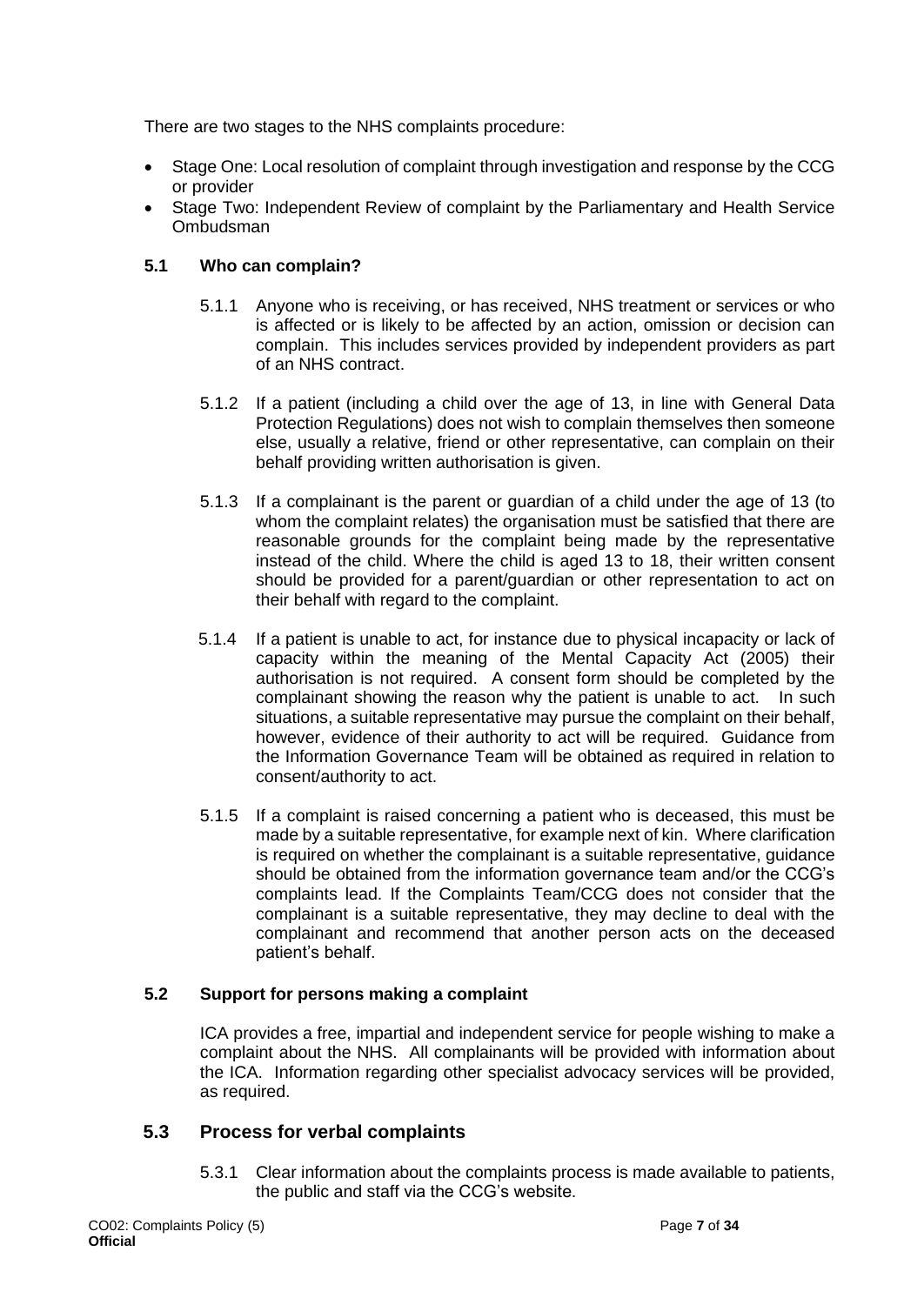There are two stages to the NHS complaints procedure:

- Stage One: Local resolution of complaint through investigation and response by the CCG or provider
- Stage Two: Independent Review of complaint by the Parliamentary and Health Service Ombudsman

### 5.1 Who can complain?

5.1.1 Anyone who is receiving, or has received, NHS treatment or services or who is affected or is likely to be affected by an action, omission or decision can complain. This includes services provided by independent providers as part of an NHS contract.

5.1.2 If a patient (including a child over the age of 13, in line with General Data Protection Regulations) does not wish to complain themselves then someone else, usually a relative, friend or other representative, can complain on their behalf providing written authorisation is given.

5.1.3 If a complainant is the parent or guardian of a child under the age of 13 (to whom the complaint relates) the organisation must be satisfied that there are reasonable grounds for the complaint being made by the representative instead of the child. Where the child is aged 13 to 18, their written consent should be provided for a parent/guardian or other representation to act on their behalf with regard to the complaint.

5.1.4 If a patient is unable to act, for instance due to physical incapacity or lack of capacity within the meaning of the Mental Capacity Act (2005) their authorisation is not required. A consent form should be completed by the complainant showing the reason why the patient is unable to act. In such situations, a suitable representative may pursue the complaint on their behalf, however, evidence of their authority to act will be required. Guidance from the Information Governance Team will be obtained as required in relation to consent/authority to act.

5.1.5 If a complaint is raised concerning a patient who is deceased, this must be made by a suitable representative, for example next of kin. Where clarification is required on whether the complainant is a suitable representative, guidance should be obtained from the information governance team and/or the CCG's complaints lead. If the Complaints Team/CCG does not consider that the complainant is a suitable representative, they may decline to deal with the complainant and recommend that another person acts on the deceased patient's behalf.

### 5.2 Support for persons making a complaint

ICA provides a free, impartial and independent service for people wishing to make a complaint about the NHS. All complainants will be provided with information about the ICA. Information regarding other specialist advocacy services will be provided, as required.

### 5.3 Process for verbal complaints

5.3.1 Clear information about the complaints process is made available to patients, the public and staff via the CCG's website.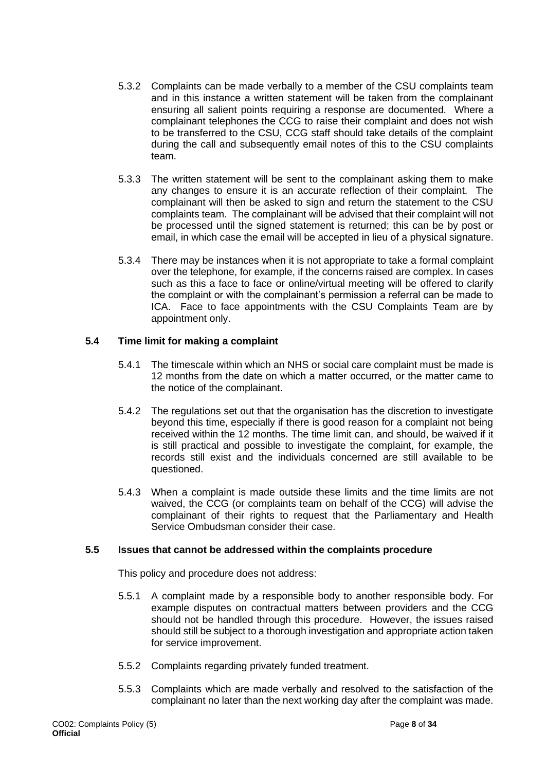5.3.2 Complaints can be made verbally to a member of the CSU complaints team and in this instance a written statement will be taken from the complainant ensuring all salient points requiring a response are documented. Where a complainant telephones the CCG to raise their complaint and does not wish to be transferred to the CSU, CCG staff should take details of the complaint during the call and subsequently email notes of this to the CSU complaints team.

5.3.3 The written statement will be sent to the complainant asking them to make any changes to ensure it is an accurate reflection of their complaint. The complainant will then be asked to sign and return the statement to the CSU complaints team. The complainant will be advised that their complaint will not be processed until the signed statement is returned; this can be by post or email, in which case the email will be accepted in lieu of a physical signature.

5.3.4 There may be instances when it is not appropriate to take a formal complaint over the telephone, for example, if the concerns raised are complex. In cases such as this a face to face or online/virtual meeting will be offered to clarify the complaint or with the complainant's permission a referral can be made to ICA. Face to face appointments with the CSU Complaints Team are by appointment only.

### 5.4 Time limit for making a complaint

5.4.1 The timescale within which an NHS or social care complaint must be made is 12 months from the date on which a matter occurred, or the matter came to the notice of the complainant.

5.4.2 The regulations set out that the organisation has the discretion to investigate beyond this time, especially if there is good reason for a complaint not being received within the 12 months. The time limit can, and should, be waived if it is still practical and possible to investigate the complaint, for example, the records still exist and the individuals concerned are still available to be questioned.

5.4.3 When a complaint is made outside these limits and the time limits are not waived, the CCG (or complaints team on behalf of the CCG) will advise the complainant of their rights to request that the Parliamentary and Health Service Ombudsman consider their case.

### 5.5 Issues that cannot be addressed within the complaints procedure

This policy and procedure does not address:

5.5.1 A complaint made by a responsible body to another responsible body. For example disputes on contractual matters between providers and the CCG should not be handled through this procedure. However, the issues raised should still be subject to a thorough investigation and appropriate action taken for service improvement.

5.5.2 Complaints regarding privately funded treatment.

5.5.3 Complaints which are made verbally and resolved to the satisfaction of the complainant no later than the next working day after the complaint was made.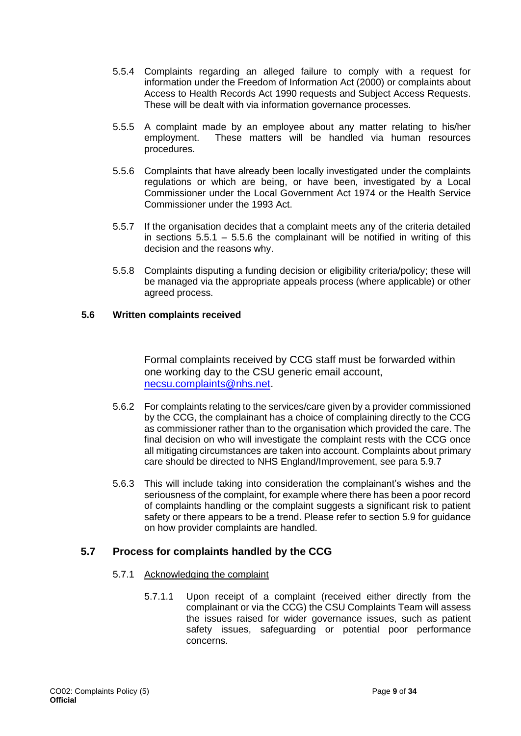5.5.4 Complaints regarding an alleged failure to comply with a request for information under the Freedom of Information Act (2000) or complaints about Access to Health Records Act 1990 requests and Subject Access Requests. These will be dealt with via information governance processes.

5.5.5 A complaint made by an employee about any matter relating to his/her employment. These matters will be handled via human resources procedures.

5.5.6 Complaints that have already been locally investigated under the complaints regulations or which are being, or have been, investigated by a Local Commissioner under the Local Government Act 1974 or the Health Service Commissioner under the 1993 Act.

5.5.7 If the organisation decides that a complaint meets any of the criteria detailed in sections 5.5.1 – 5.5.6 the complainant will be notified in writing of this decision and the reasons why.

5.5.8 Complaints disputing a funding decision or eligibility criteria/policy; these will be managed via the appropriate appeals process (where applicable) or other agreed process.

**5.6 Written complaints received**

Formal complaints received by CCG staff must be forwarded within one working day to the CSU generic email account, necsu.complaints@nhs.net.

5.6.2 For complaints relating to the services/care given by a provider commissioned by the CCG, the complainant has a choice of complaining directly to the CCG as commissioner rather than to the organisation which provided the care. The final decision on who will investigate the complaint rests with the CCG once all mitigating circumstances are taken into account. Complaints about primary care should be directed to NHS England/Improvement, see para 5.9.7

5.6.3 This will include taking into consideration the complainant's wishes and the seriousness of the complaint, for example where there has been a poor record of complaints handling or the complaint suggests a significant risk to patient safety or there appears to be a trend. Please refer to section 5.9 for guidance on how provider complaints are handled.

## 5.7 Process for complaints handled by the CCG

5.7.1 Acknowledging the complaint

5.7.1.1 Upon receipt of a complaint (received either directly from the complainant or via the CCG) the CSU Complaints Team will assess the issues raised for wider governance issues, such as patient safety issues, safeguarding or potential poor performance concerns.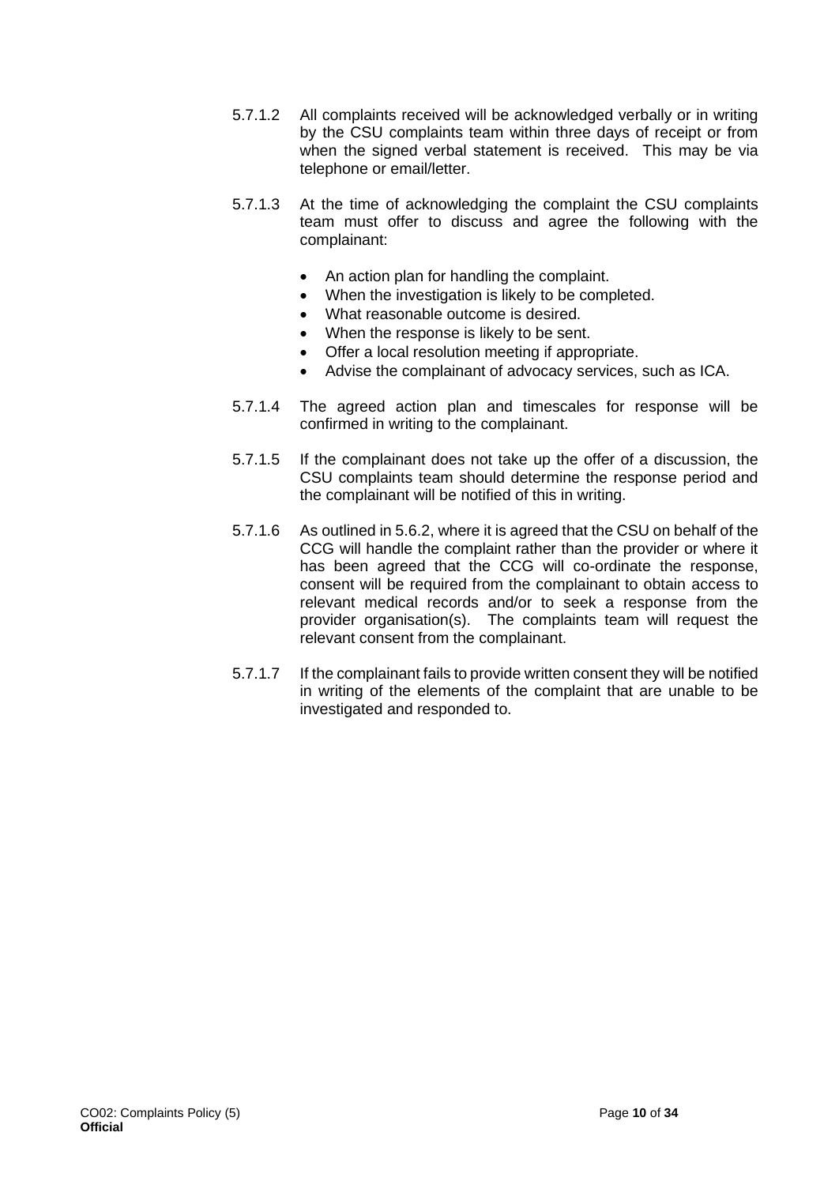5.7.1.2 All complaints received will be acknowledged verbally or in writing by the CSU complaints team within three days of receipt or from when the signed verbal statement is received. This may be via telephone or email/letter.

5.7.1.3 At the time of acknowledging the complaint the CSU complaints team must offer to discuss and agree the following with the complainant:

- An action plan for handling the complaint.
- When the investigation is likely to be completed.
- What reasonable outcome is desired.
- When the response is likely to be sent.
- Offer a local resolution meeting if appropriate.
- Advise the complainant of advocacy services, such as ICA.

5.7.1.4 The agreed action plan and timescales for response will be confirmed in writing to the complainant.

5.7.1.5 If the complainant does not take up the offer of a discussion, the CSU complaints team should determine the response period and the complainant will be notified of this in writing.

5.7.1.6 As outlined in 5.6.2, where it is agreed that the CSU on behalf of the CCG will handle the complaint rather than the provider or where it has been agreed that the CCG will co-ordinate the response, consent will be required from the complainant to obtain access to relevant medical records and/or to seek a response from the provider organisation(s). The complaints team will request the relevant consent from the complainant.

5.7.1.7 If the complainant fails to provide written consent they will be notified in writing of the elements of the complaint that are unable to be investigated and responded to.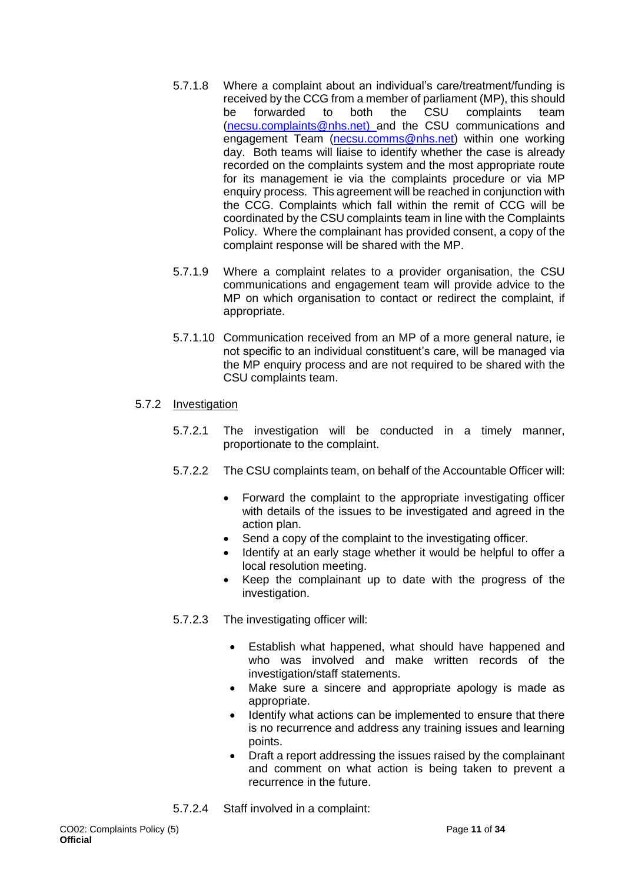5.7.1.8 Where a complaint about an individual's care/treatment/funding is received by the CCG from a member of parliament (MP), this should be forwarded to both the CSU complaints team (necsu.complaints@nhs.net) and the CSU communications and engagement Team (necsu.comms@nhs.net) within one working day. Both teams will liaise to identify whether the case is already recorded on the complaints system and the most appropriate route for its management ie via the complaints procedure or via MP enquiry process. This agreement will be reached in conjunction with the CCG. Complaints which fall within the remit of CCG will be coordinated by the CSU complaints team in line with the Complaints Policy. Where the complainant has provided consent, a copy of the complaint response will be shared with the MP.

5.7.1.9 Where a complaint relates to a provider organisation, the CSU communications and engagement team will provide advice to the MP on which organisation to contact or redirect the complaint, if appropriate.

5.7.1.10 Communication received from an MP of a more general nature, ie not specific to an individual constituent's care, will be managed via the MP enquiry process and are not required to be shared with the CSU complaints team.

5.7.2 Investigation

5.7.2.1 The investigation will be conducted in a timely manner, proportionate to the complaint.

5.7.2.2 The CSU complaints team, on behalf of the Accountable Officer will:

- Forward the complaint to the appropriate investigating officer with details of the issues to be investigated and agreed in the action plan.
- Send a copy of the complaint to the investigating officer.
- Identify at an early stage whether it would be helpful to offer a local resolution meeting.
- Keep the complainant up to date with the progress of the investigation.

5.7.2.3 The investigating officer will:

- Establish what happened, what should have happened and who was involved and make written records of the investigation/staff statements.
- Make sure a sincere and appropriate apology is made as appropriate.
- Identify what actions can be implemented to ensure that there is no recurrence and address any training issues and learning points.
- Draft a report addressing the issues raised by the complainant and comment on what action is being taken to prevent a recurrence in the future.

5.7.2.4 Staff involved in a complaint: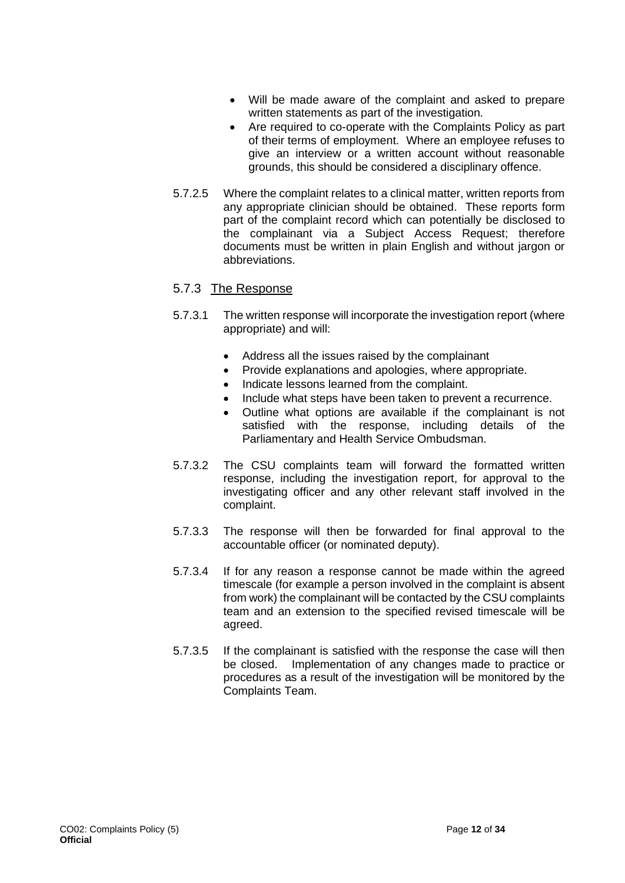- Will be made aware of the complaint and asked to prepare written statements as part of the investigation.
- Are required to co-operate with the Complaints Policy as part of their terms of employment. Where an employee refuses to give an interview or a written account without reasonable grounds, this should be considered a disciplinary offence.

5.7.2.5 Where the complaint relates to a clinical matter, written reports from any appropriate clinician should be obtained. These reports form part of the complaint record which can potentially be disclosed to the complainant via a Subject Access Request; therefore documents must be written in plain English and without jargon or abbreviations.

### 5.7.3 The Response

5.7.3.1 The written response will incorporate the investigation report (where appropriate) and will:

- Address all the issues raised by the complainant
- Provide explanations and apologies, where appropriate.
- Indicate lessons learned from the complaint.
- Include what steps have been taken to prevent a recurrence.
- Outline what options are available if the complainant is not satisfied with the response, including details of the Parliamentary and Health Service Ombudsman.

5.7.3.2 The CSU complaints team will forward the formatted written response, including the investigation report, for approval to the investigating officer and any other relevant staff involved in the complaint.

5.7.3.3 The response will then be forwarded for final approval to the accountable officer (or nominated deputy).

5.7.3.4 If for any reason a response cannot be made within the agreed timescale (for example a person involved in the complaint is absent from work) the complainant will be contacted by the CSU complaints team and an extension to the specified revised timescale will be agreed.

5.7.3.5 If the complainant is satisfied with the response the case will then be closed. Implementation of any changes made to practice or procedures as a result of the investigation will be monitored by the Complaints Team.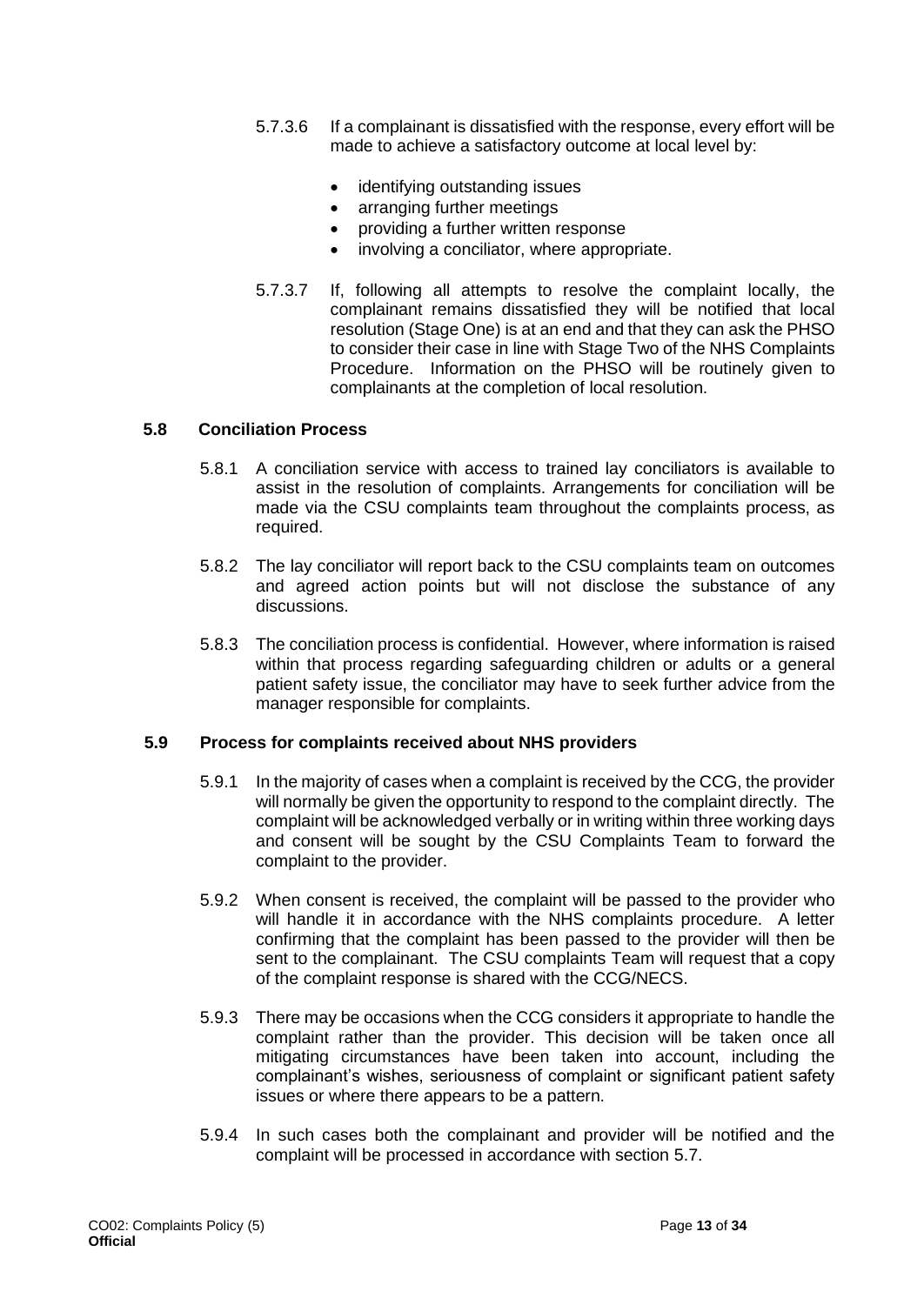5.7.3.6 If a complainant is dissatisfied with the response, every effort will be made to achieve a satisfactory outcome at local level by:

- identifying outstanding issues
- arranging further meetings
- providing a further written response
- involving a conciliator, where appropriate.

5.7.3.7 If, following all attempts to resolve the complaint locally, the complainant remains dissatisfied they will be notified that local resolution (Stage One) is at an end and that they can ask the PHSO to consider their case in line with Stage Two of the NHS Complaints Procedure. Information on the PHSO will be routinely given to complainants at the completion of local resolution.

### 5.8 Conciliation Process

5.8.1 A conciliation service with access to trained lay conciliators is available to assist in the resolution of complaints. Arrangements for conciliation will be made via the CSU complaints team throughout the complaints process, as required.

5.8.2 The lay conciliator will report back to the CSU complaints team on outcomes and agreed action points but will not disclose the substance of any discussions.

5.8.3 The conciliation process is confidential. However, where information is raised within that process regarding safeguarding children or adults or a general patient safety issue, the conciliator may have to seek further advice from the manager responsible for complaints.

### 5.9 Process for complaints received about NHS providers

5.9.1 In the majority of cases when a complaint is received by the CCG, the provider will normally be given the opportunity to respond to the complaint directly. The complaint will be acknowledged verbally or in writing within three working days and consent will be sought by the CSU Complaints Team to forward the complaint to the provider.

5.9.2 When consent is received, the complaint will be passed to the provider who will handle it in accordance with the NHS complaints procedure. A letter confirming that the complaint has been passed to the provider will then be sent to the complainant. The CSU complaints Team will request that a copy of the complaint response is shared with the CCG/NECS.

5.9.3 There may be occasions when the CCG considers it appropriate to handle the complaint rather than the provider. This decision will be taken once all mitigating circumstances have been taken into account, including the complainant's wishes, seriousness of complaint or significant patient safety issues or where there appears to be a pattern.

5.9.4 In such cases both the complainant and provider will be notified and the complaint will be processed in accordance with section 5.7.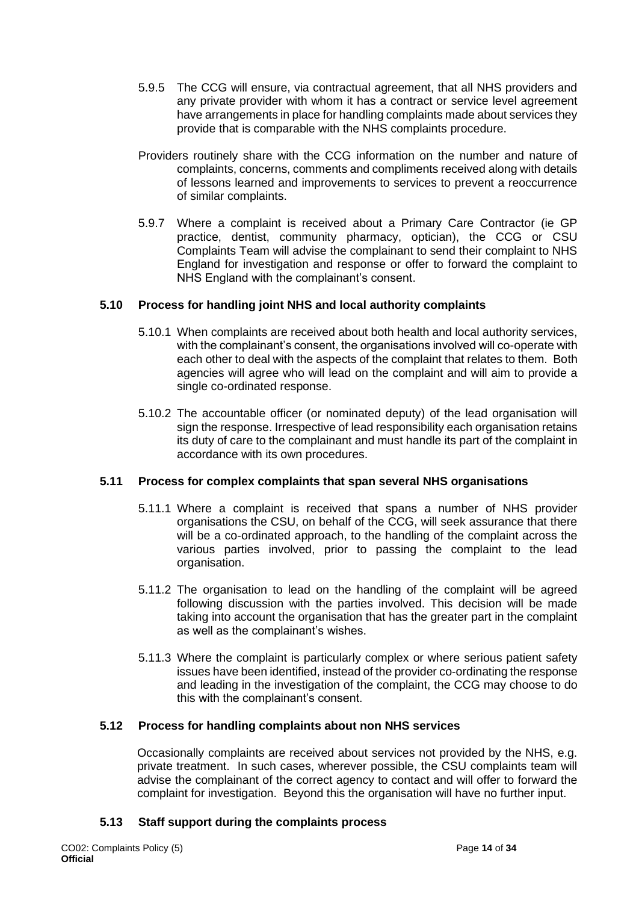5.9.5 The CCG will ensure, via contractual agreement, that all NHS providers and any private provider with whom it has a contract or service level agreement have arrangements in place for handling complaints made about services they provide that is comparable with the NHS complaints procedure.

Providers routinely share with the CCG information on the number and nature of complaints, concerns, comments and compliments received along with details of lessons learned and improvements to services to prevent a reoccurrence of similar complaints.

5.9.7 Where a complaint is received about a Primary Care Contractor (ie GP practice, dentist, community pharmacy, optician), the CCG or CSU Complaints Team will advise the complainant to send their complaint to NHS England for investigation and response or offer to forward the complaint to NHS England with the complainant's consent.

### 5.10 Process for handling joint NHS and local authority complaints

5.10.1 When complaints are received about both health and local authority services, with the complainant's consent, the organisations involved will co-operate with each other to deal with the aspects of the complaint that relates to them. Both agencies will agree who will lead on the complaint and will aim to provide a single co-ordinated response.

5.10.2 The accountable officer (or nominated deputy) of the lead organisation will sign the response. Irrespective of lead responsibility each organisation retains its duty of care to the complainant and must handle its part of the complaint in accordance with its own procedures.

### 5.11 Process for complex complaints that span several NHS organisations

5.11.1 Where a complaint is received that spans a number of NHS provider organisations the CSU, on behalf of the CCG, will seek assurance that there will be a co-ordinated approach, to the handling of the complaint across the various parties involved, prior to passing the complaint to the lead organisation.

5.11.2 The organisation to lead on the handling of the complaint will be agreed following discussion with the parties involved. This decision will be made taking into account the organisation that has the greater part in the complaint as well as the complainant's wishes.

5.11.3 Where the complaint is particularly complex or where serious patient safety issues have been identified, instead of the provider co-ordinating the response and leading in the investigation of the complaint, the CCG may choose to do this with the complainant's consent.

### 5.12 Process for handling complaints about non NHS services

Occasionally complaints are received about services not provided by the NHS, e.g. private treatment. In such cases, wherever possible, the CSU complaints team will advise the complainant of the correct agency to contact and will offer to forward the complaint for investigation. Beyond this the organisation will have no further input.

### 5.13 Staff support during the complaints process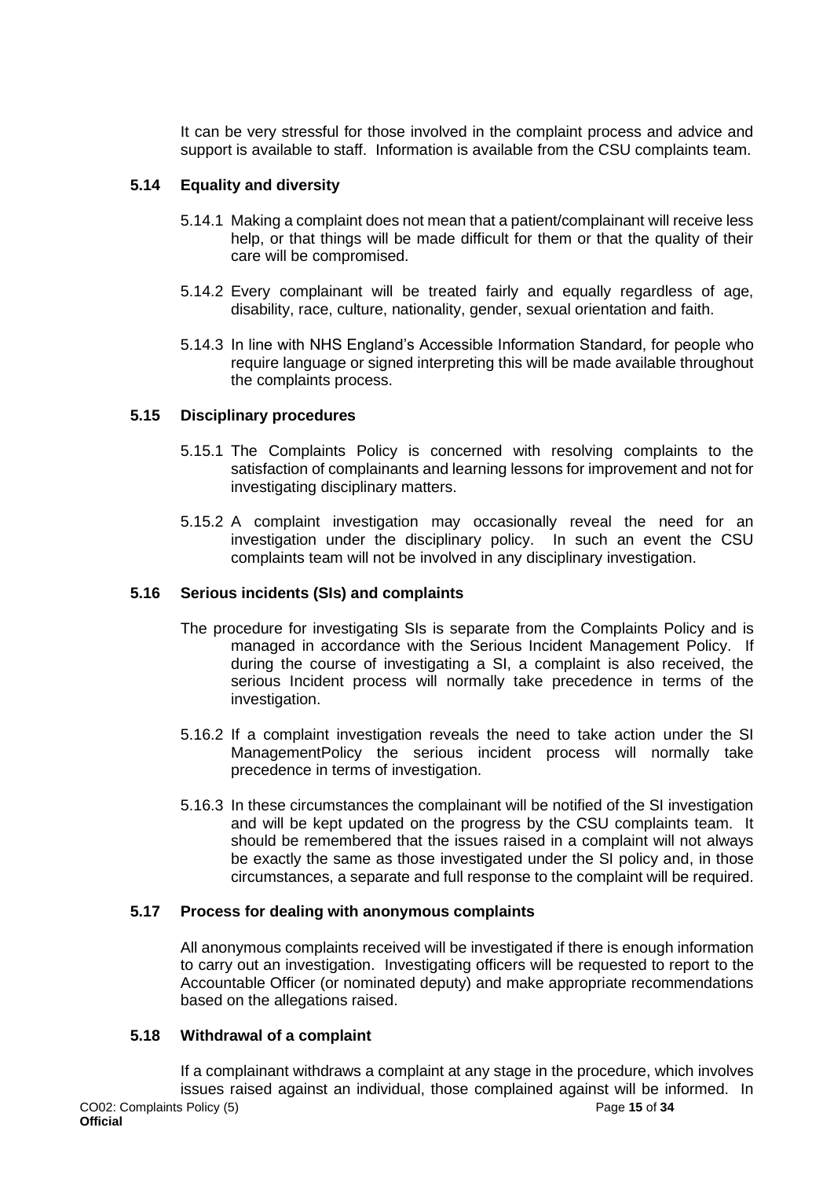It can be very stressful for those involved in the complaint process and advice and support is available to staff. Information is available from the CSU complaints team.

### 5.14 Equality and diversity

5.14.1 Making a complaint does not mean that a patient/complainant will receive less help, or that things will be made difficult for them or that the quality of their care will be compromised.

5.14.2 Every complainant will be treated fairly and equally regardless of age, disability, race, culture, nationality, gender, sexual orientation and faith.

5.14.3 In line with NHS England's Accessible Information Standard, for people who require language or signed interpreting this will be made available throughout the complaints process.

### 5.15 Disciplinary procedures

5.15.1 The Complaints Policy is concerned with resolving complaints to the satisfaction of complainants and learning lessons for improvement and not for investigating disciplinary matters.

5.15.2 A complaint investigation may occasionally reveal the need for an investigation under the disciplinary policy. In such an event the CSU complaints team will not be involved in any disciplinary investigation.

### 5.16 Serious incidents (SIs) and complaints

The procedure for investigating SIs is separate from the Complaints Policy and is managed in accordance with the Serious Incident Management Policy. If during the course of investigating a SI, a complaint is also received, the serious Incident process will normally take precedence in terms of the investigation.

5.16.2 If a complaint investigation reveals the need to take action under the SI ManagementPolicy the serious incident process will normally take precedence in terms of investigation.

5.16.3 In these circumstances the complainant will be notified of the SI investigation and will be kept updated on the progress by the CSU complaints team. It should be remembered that the issues raised in a complaint will not always be exactly the same as those investigated under the SI policy and, in those circumstances, a separate and full response to the complaint will be required.

### 5.17 Process for dealing with anonymous complaints

All anonymous complaints received will be investigated if there is enough information to carry out an investigation. Investigating officers will be requested to report to the Accountable Officer (or nominated deputy) and make appropriate recommendations based on the allegations raised.

### 5.18 Withdrawal of a complaint

If a complainant withdraws a complaint at any stage in the procedure, which involves issues raised against an individual, those complained against will be informed. In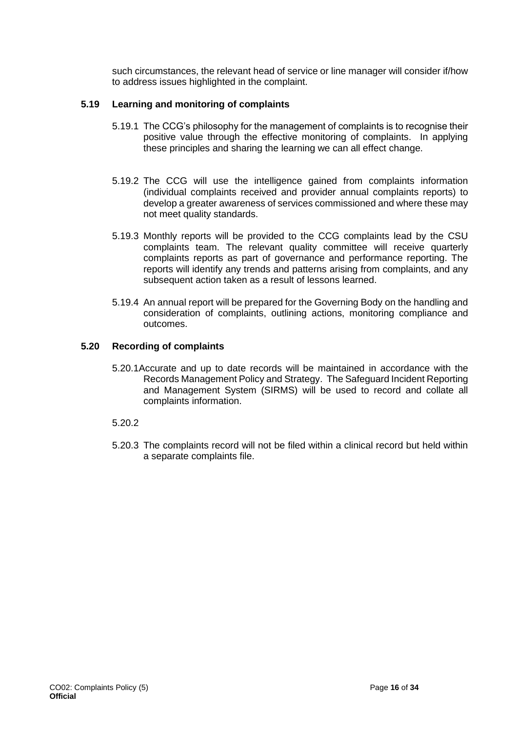such circumstances, the relevant head of service or line manager will consider if/how to address issues highlighted in the complaint.

### 5.19 Learning and monitoring of complaints

5.19.1 The CCG's philosophy for the management of complaints is to recognise their positive value through the effective monitoring of complaints. In applying these principles and sharing the learning we can all effect change.

5.19.2 The CCG will use the intelligence gained from complaints information (individual complaints received and provider annual complaints reports) to develop a greater awareness of services commissioned and where these may not meet quality standards.

5.19.3 Monthly reports will be provided to the CCG complaints lead by the CSU complaints team. The relevant quality committee will receive quarterly complaints reports as part of governance and performance reporting. The reports will identify any trends and patterns arising from complaints, and any subsequent action taken as a result of lessons learned.

5.19.4 An annual report will be prepared for the Governing Body on the handling and consideration of complaints, outlining actions, monitoring compliance and outcomes.

### 5.20 Recording of complaints

5.20.1 Accurate and up to date records will be maintained in accordance with the Records Management Policy and Strategy. The Safeguard Incident Reporting and Management System (SIRMS) will be used to record and collate all complaints information.

5.20.2

5.20.3 The complaints record will not be filed within a clinical record but held within a separate complaints file.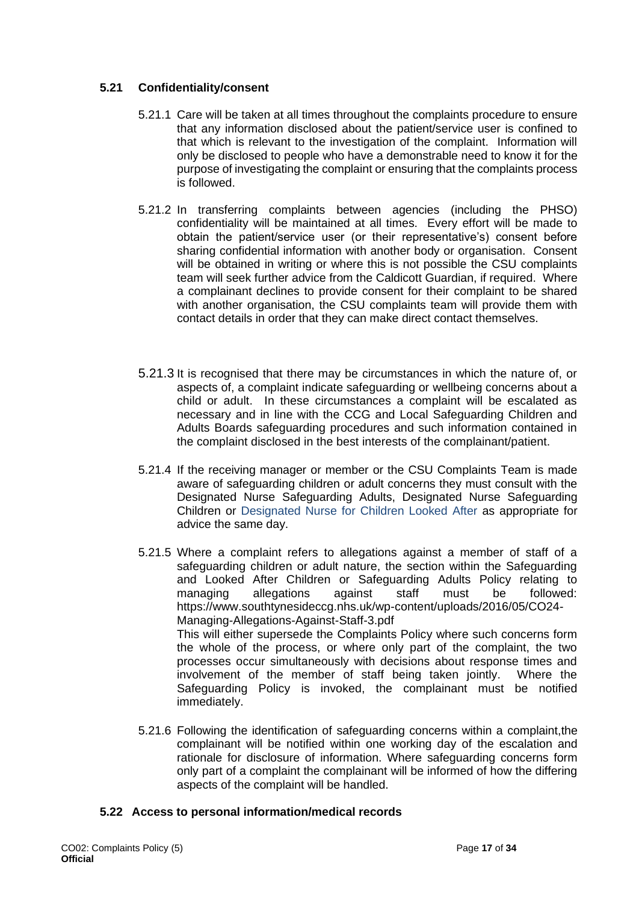### 5.21 Confidentiality/consent

5.21.1 Care will be taken at all times throughout the complaints procedure to ensure that any information disclosed about the patient/service user is confined to that which is relevant to the investigation of the complaint. Information will only be disclosed to people who have a demonstrable need to know it for the purpose of investigating the complaint or ensuring that the complaints process is followed.

5.21.2 In transferring complaints between agencies (including the PHSO) confidentiality will be maintained at all times. Every effort will be made to obtain the patient/service user (or their representative's) consent before sharing confidential information with another body or organisation. Consent will be obtained in writing or where this is not possible the CSU complaints team will seek further advice from the Caldicott Guardian, if required. Where a complainant declines to provide consent for their complaint to be shared with another organisation, the CSU complaints team will provide them with contact details in order that they can make direct contact themselves.

5.21.3 It is recognised that there may be circumstances in which the nature of, or aspects of, a complaint indicate safeguarding or wellbeing concerns about a child or adult. In these circumstances a complaint will be escalated as necessary and in line with the CCG and Local Safeguarding Children and Adults Boards safeguarding procedures and such information contained in the complaint disclosed in the best interests of the complainant/patient.

5.21.4 If the receiving manager or member or the CSU Complaints Team is made aware of safeguarding children or adult concerns they must consult with the Designated Nurse Safeguarding Adults, Designated Nurse Safeguarding Children or Designated Nurse for Children Looked After as appropriate for advice the same day.

5.21.5 Where a complaint refers to allegations against a member of staff of a safeguarding children or adult nature, the section within the Safeguarding and Looked After Children or Safeguarding Adults Policy relating to managing allegations against staff must be followed: https://www.southtynesideccg.nhs.uk/wp-content/uploads/2016/05/CO24-Managing-Allegations-Against-Staff-3.pdf
This will either supersede the Complaints Policy where such concerns form the whole of the process, or where only part of the complaint, the two processes occur simultaneously with decisions about response times and involvement of the member of staff being taken jointly. Where the Safeguarding Policy is invoked, the complainant must be notified immediately.

5.21.6 Following the identification of safeguarding concerns within a complaint,the complainant will be notified within one working day of the escalation and rationale for disclosure of information. Where safeguarding concerns form only part of a complaint the complainant will be informed of how the differing aspects of the complaint will be handled.

### 5.22 Access to personal information/medical records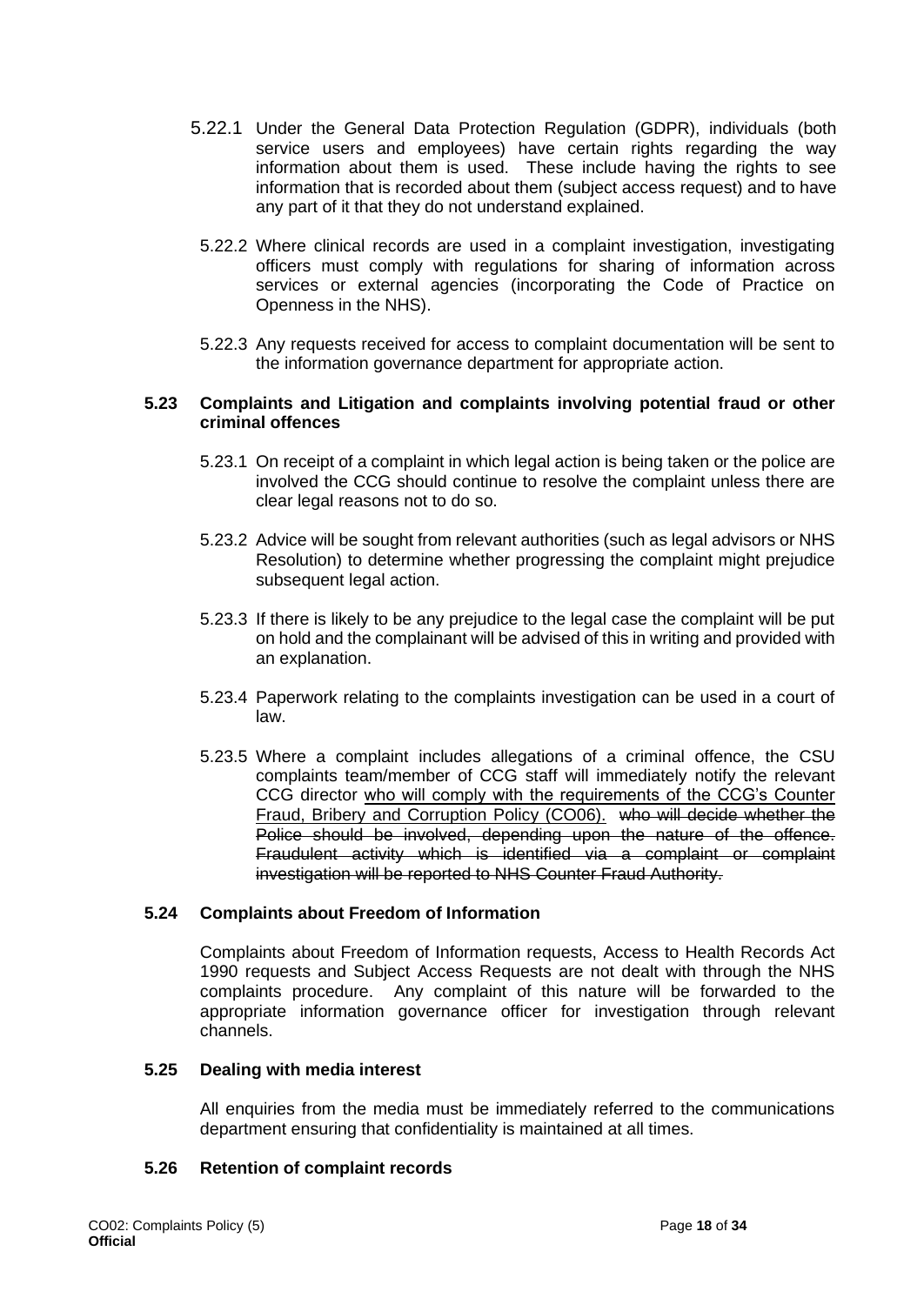5.22.1 Under the General Data Protection Regulation (GDPR), individuals (both service users and employees) have certain rights regarding the way information about them is used. These include having the rights to see information that is recorded about them (subject access request) and to have any part of it that they do not understand explained.

5.22.2 Where clinical records are used in a complaint investigation, investigating officers must comply with regulations for sharing of information across services or external agencies (incorporating the Code of Practice on Openness in the NHS).

5.22.3 Any requests received for access to complaint documentation will be sent to the information governance department for appropriate action.

### 5.23 Complaints and Litigation and complaints involving potential fraud or other criminal offences

5.23.1 On receipt of a complaint in which legal action is being taken or the police are involved the CCG should continue to resolve the complaint unless there are clear legal reasons not to do so.

5.23.2 Advice will be sought from relevant authorities (such as legal advisors or NHS Resolution) to determine whether progressing the complaint might prejudice subsequent legal action.

5.23.3 If there is likely to be any prejudice to the legal case the complaint will be put on hold and the complainant will be advised of this in writing and provided with an explanation.

5.23.4 Paperwork relating to the complaints investigation can be used in a court of law.

5.23.5 Where a complaint includes allegations of a criminal offence, the CSU complaints team/member of CCG staff will immediately notify the relevant CCG director who will comply with the requirements of the CCG's Counter Fraud, Bribery and Corruption Policy (CO06). ~~who will decide whether the Police should be involved, depending upon the nature of the offence. Fraudulent activity which is identified via a complaint or complaint investigation will be reported to NHS Counter Fraud Authority.~~

### 5.24 Complaints about Freedom of Information

Complaints about Freedom of Information requests, Access to Health Records Act 1990 requests and Subject Access Requests are not dealt with through the NHS complaints procedure. Any complaint of this nature will be forwarded to the appropriate information governance officer for investigation through relevant channels.

### 5.25 Dealing with media interest

All enquiries from the media must be immediately referred to the communications department ensuring that confidentiality is maintained at all times.

### 5.26 Retention of complaint records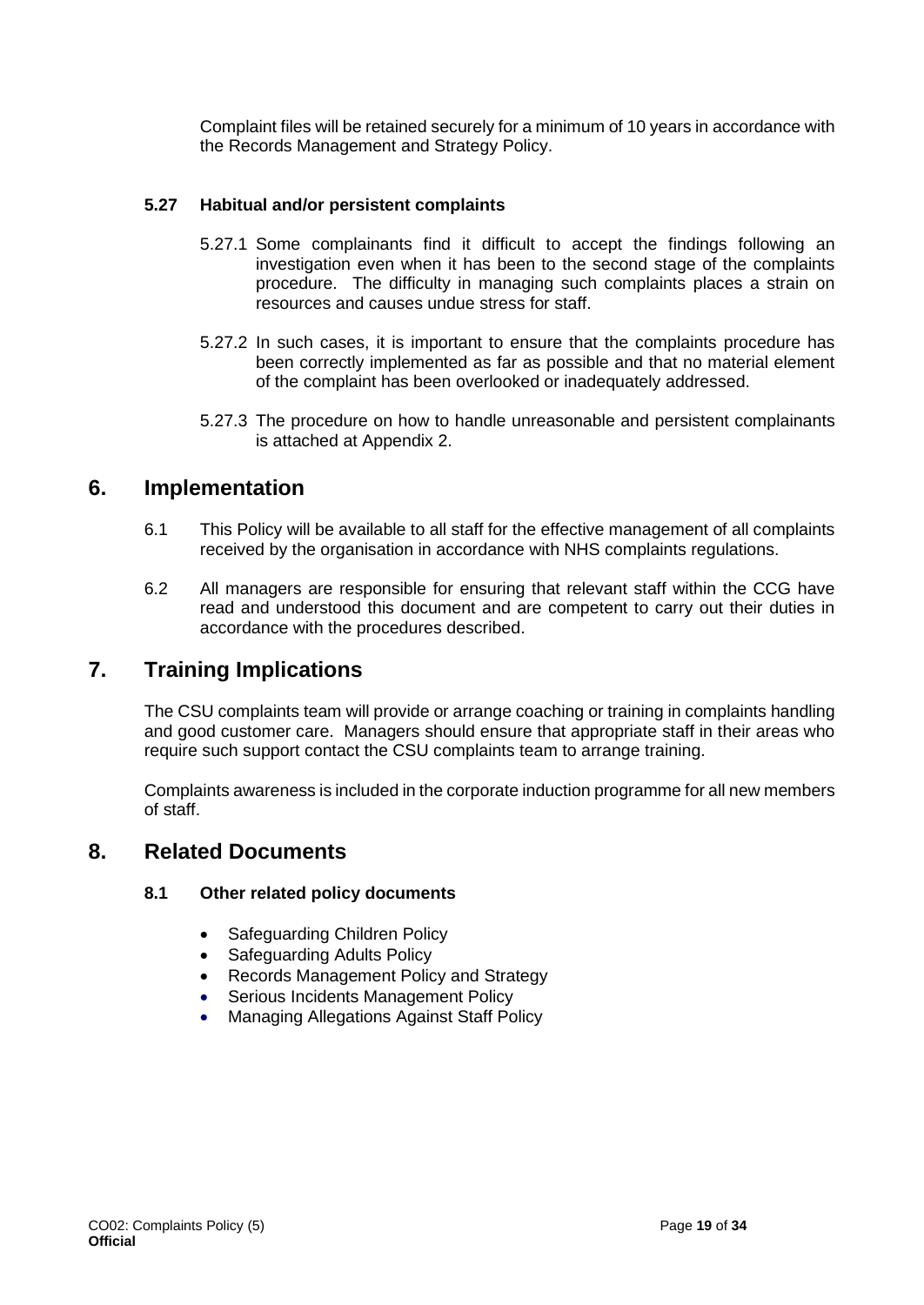Complaint files will be retained securely for a minimum of 10 years in accordance with the Records Management and Strategy Policy.

### 5.27 Habitual and/or persistent complaints

5.27.1 Some complainants find it difficult to accept the findings following an investigation even when it has been to the second stage of the complaints procedure. The difficulty in managing such complaints places a strain on resources and causes undue stress for staff.

5.27.2 In such cases, it is important to ensure that the complaints procedure has been correctly implemented as far as possible and that no material element of the complaint has been overlooked or inadequately addressed.

5.27.3 The procedure on how to handle unreasonable and persistent complainants is attached at Appendix 2.

## 6. Implementation

6.1 This Policy will be available to all staff for the effective management of all complaints received by the organisation in accordance with NHS complaints regulations.

6.2 All managers are responsible for ensuring that relevant staff within the CCG have read and understood this document and are competent to carry out their duties in accordance with the procedures described.

## 7. Training Implications

The CSU complaints team will provide or arrange coaching or training in complaints handling and good customer care. Managers should ensure that appropriate staff in their areas who require such support contact the CSU complaints team to arrange training.

Complaints awareness is included in the corporate induction programme for all new members of staff.

## 8. Related Documents

### 8.1 Other related policy documents

- Safeguarding Children Policy
- Safeguarding Adults Policy
- Records Management Policy and Strategy
- Serious Incidents Management Policy
- Managing Allegations Against Staff Policy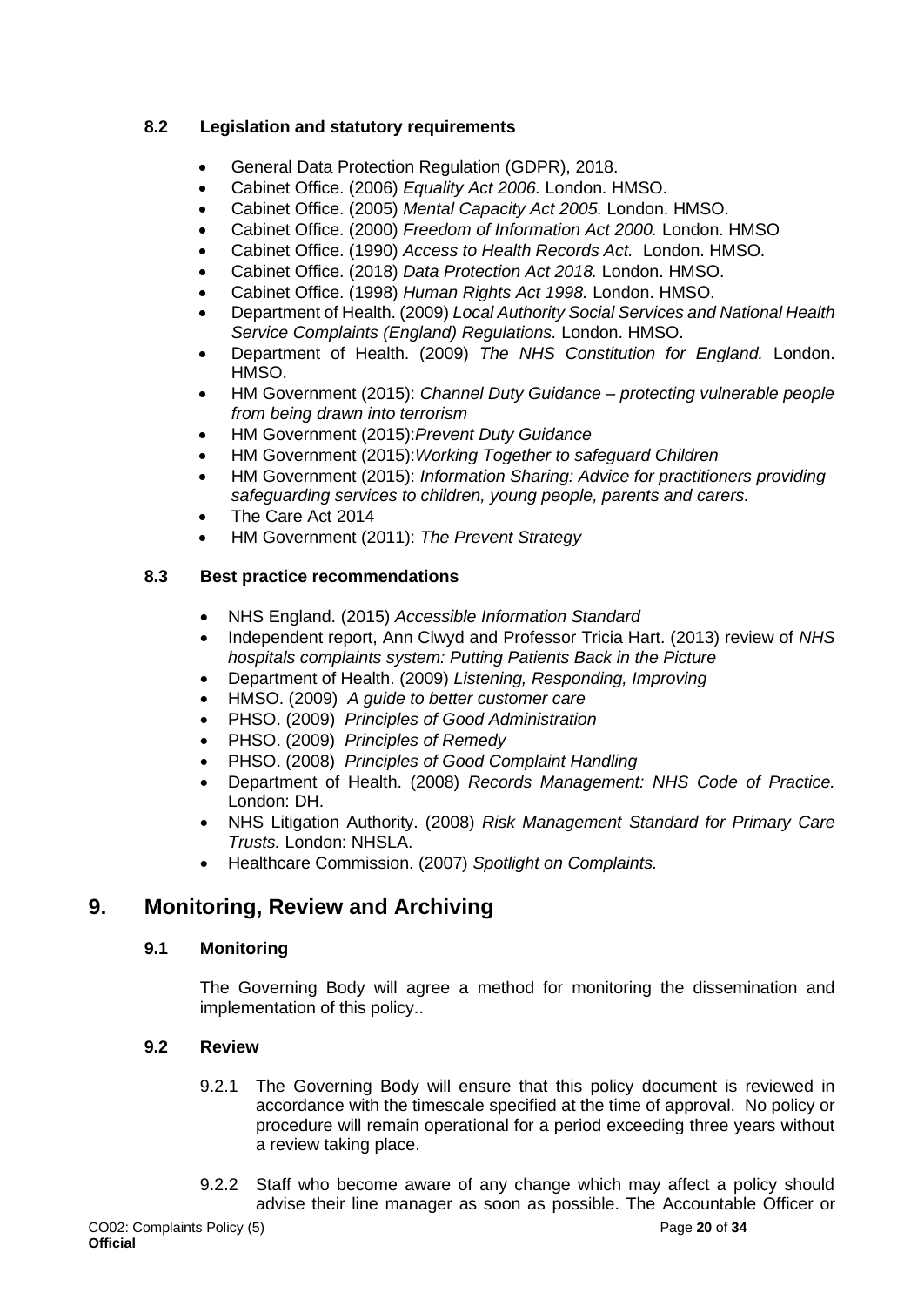### 8.2 Legislation and statutory requirements

- General Data Protection Regulation (GDPR), 2018.
- Cabinet Office. (2006) *Equality Act 2006.* London. HMSO.
- Cabinet Office. (2005) *Mental Capacity Act 2005.* London. HMSO.
- Cabinet Office. (2000) *Freedom of Information Act 2000.* London. HMSO
- Cabinet Office. (1990) *Access to Health Records Act.* London. HMSO.
- Cabinet Office. (2018) *Data Protection Act 2018.* London. HMSO.
- Cabinet Office. (1998) *Human Rights Act 1998.* London. HMSO.
- Department of Health. (2009) *Local Authority Social Services and National Health Service Complaints (England) Regulations.* London. HMSO.
- Department of Health. (2009) *The NHS Constitution for England.* London. HMSO.
- HM Government (2015): *Channel Duty Guidance – protecting vulnerable people from being drawn into terrorism*
- HM Government (2015):*Prevent Duty Guidance*
- HM Government (2015):*Working Together to safeguard Children*
- HM Government (2015): *Information Sharing: Advice for practitioners providing safeguarding services to children, young people, parents and carers.*
- The Care Act 2014
- HM Government (2011): *The Prevent Strategy*

### 8.3 Best practice recommendations

- NHS England. (2015) *Accessible Information Standard*
- Independent report, Ann Clwyd and Professor Tricia Hart. (2013) review of *NHS hospitals complaints system: Putting Patients Back in the Picture*
- Department of Health. (2009) *Listening, Responding, Improving*
- HMSO. (2009) *A guide to better customer care*
- PHSO. (2009) *Principles of Good Administration*
- PHSO. (2009) *Principles of Remedy*
- PHSO. (2008) *Principles of Good Complaint Handling*
- Department of Health. (2008) *Records Management: NHS Code of Practice.* London: DH.
- NHS Litigation Authority. (2008) *Risk Management Standard for Primary Care Trusts.* London: NHSLA.
- Healthcare Commission. (2007) *Spotlight on Complaints.*

## 9. Monitoring, Review and Archiving

### 9.1 Monitoring

The Governing Body will agree a method for monitoring the dissemination and implementation of this policy..

### 9.2 Review

9.2.1 The Governing Body will ensure that this policy document is reviewed in accordance with the timescale specified at the time of approval. No policy or procedure will remain operational for a period exceeding three years without a review taking place.

9.2.2 Staff who become aware of any change which may affect a policy should advise their line manager as soon as possible. The Accountable Officer or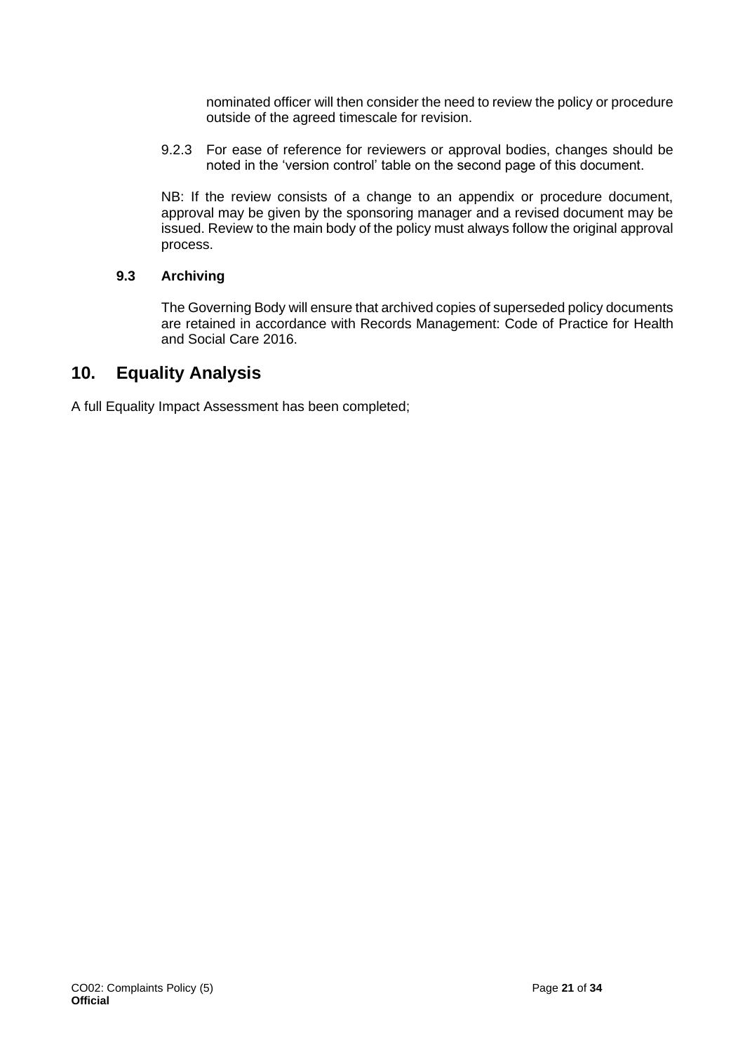nominated officer will then consider the need to review the policy or procedure outside of the agreed timescale for revision.

9.2.3 For ease of reference for reviewers or approval bodies, changes should be noted in the 'version control' table on the second page of this document.

NB: If the review consists of a change to an appendix or procedure document, approval may be given by the sponsoring manager and a revised document may be issued. Review to the main body of the policy must always follow the original approval process.

### 9.3 Archiving

The Governing Body will ensure that archived copies of superseded policy documents are retained in accordance with Records Management: Code of Practice for Health and Social Care 2016.

## 10. Equality Analysis

A full Equality Impact Assessment has been completed;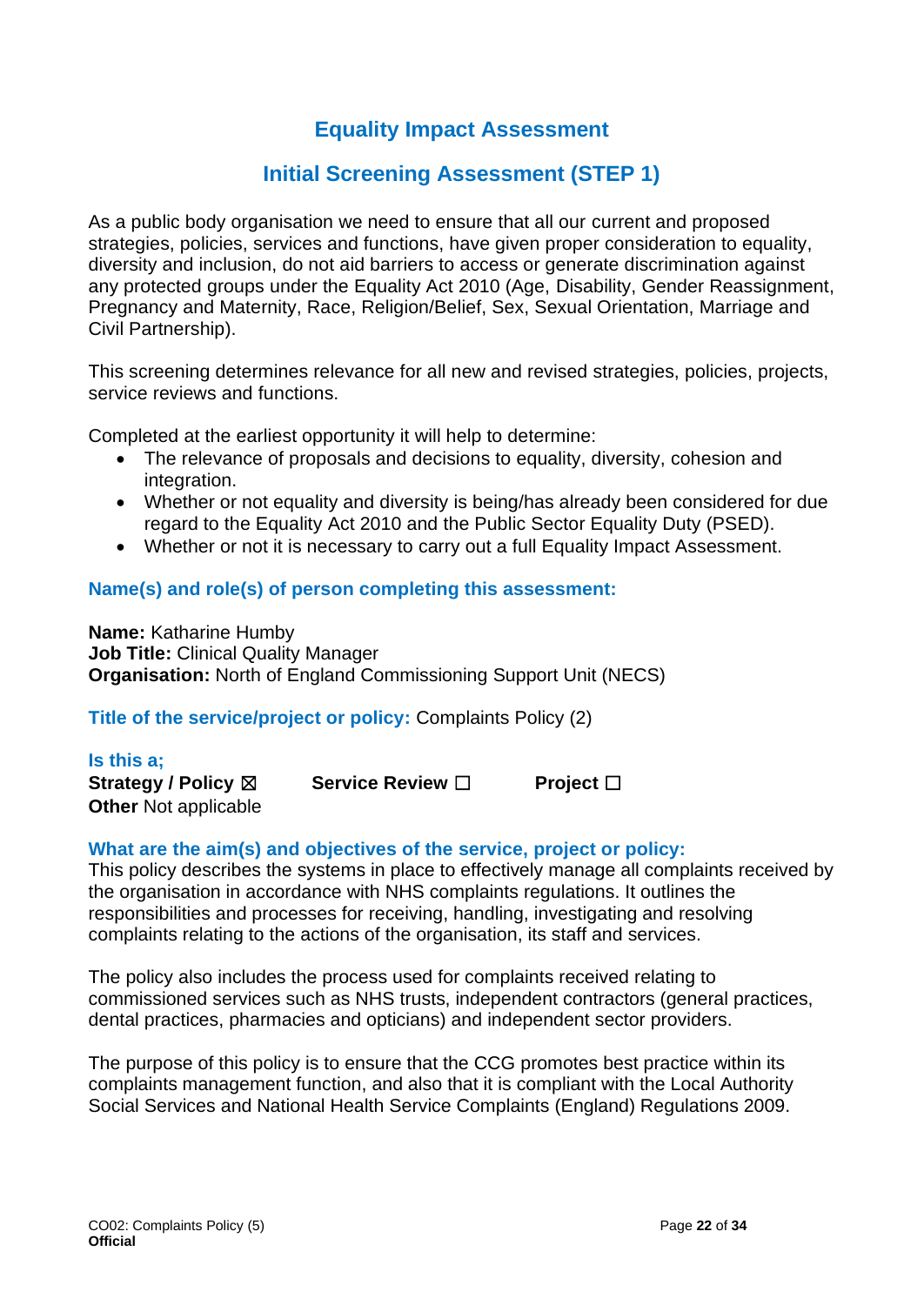# Equality Impact Assessment

## Initial Screening Assessment (STEP 1)

As a public body organisation we need to ensure that all our current and proposed strategies, policies, services and functions, have given proper consideration to equality, diversity and inclusion, do not aid barriers to access or generate discrimination against any protected groups under the Equality Act 2010 (Age, Disability, Gender Reassignment, Pregnancy and Maternity, Race, Religion/Belief, Sex, Sexual Orientation, Marriage and Civil Partnership).

This screening determines relevance for all new and revised strategies, policies, projects, service reviews and functions.

Completed at the earliest opportunity it will help to determine:

- The relevance of proposals and decisions to equality, diversity, cohesion and integration.
- Whether or not equality and diversity is being/has already been considered for due regard to the Equality Act 2010 and the Public Sector Equality Duty (PSED).
- Whether or not it is necessary to carry out a full Equality Impact Assessment.

### Name(s) and role(s) of person completing this assessment:

**Name:** Katharine Humby
**Job Title:** Clinical Quality Manager
**Organisation:** North of England Commissioning Support Unit (NECS)

**Title of the service/project or policy:** Complaints Policy (2)

### Is this a;

**Strategy / Policy** ☒ **Service Review** ☐ **Project** ☐
**Other** Not applicable

### What are the aim(s) and objectives of the service, project or policy:

This policy describes the systems in place to effectively manage all complaints received by the organisation in accordance with NHS complaints regulations. It outlines the responsibilities and processes for receiving, handling, investigating and resolving complaints relating to the actions of the organisation, its staff and services.

The policy also includes the process used for complaints received relating to commissioned services such as NHS trusts, independent contractors (general practices, dental practices, pharmacies and opticians) and independent sector providers.

The purpose of this policy is to ensure that the CCG promotes best practice within its complaints management function, and also that it is compliant with the Local Authority Social Services and National Health Service Complaints (England) Regulations 2009.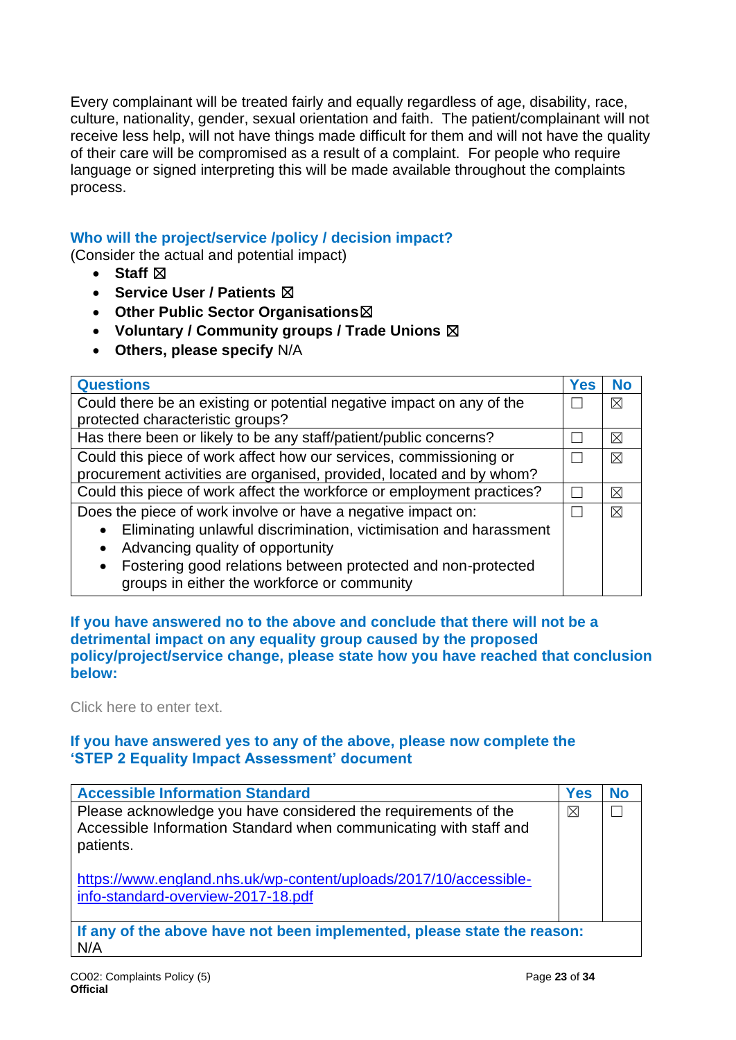Every complainant will be treated fairly and equally regardless of age, disability, race, culture, nationality, gender, sexual orientation and faith. The patient/complainant will not receive less help, will not have things made difficult for them and will not have the quality of their care will be compromised as a result of a complaint. For people who require language or signed interpreting this will be made available throughout the complaints process.

### Who will the project/service /policy / decision impact?

(Consider the actual and potential impact)

- **Staff** ☒
- **Service User / Patients** ☒
- **Other Public Sector Organisations**☒
- **Voluntary / Community groups / Trade Unions** ☒
- **Others, please specify** N/A

| Questions | Yes | No |
|---|---|---|
| Could there be an existing or potential negative impact on any of the protected characteristic groups? | ☐ | ☒ |
| Has there been or likely to be any staff/patient/public concerns? | ☐ | ☒ |
| Could this piece of work affect how our services, commissioning or procurement activities are organised, provided, located and by whom? | ☐ | ☒ |
| Could this piece of work affect the workforce or employment practices? | ☐ | ☒ |
| Does the piece of work involve or have a negative impact on: <br>• Eliminating unlawful discrimination, victimisation and harassment <br>• Advancing quality of opportunity <br>• Fostering good relations between protected and non-protected groups in either the workforce or community | ☐ | ☒ |

**If you have answered no to the above and conclude that there will not be a detrimental impact on any equality group caused by the proposed policy/project/service change, please state how you have reached that conclusion below:**

Click here to enter text.

**If you have answered yes to any of the above, please now complete the 'STEP 2 Equality Impact Assessment' document**

| Accessible Information Standard | Yes | No |
|---|---|---|
| Please acknowledge you have considered the requirements of the Accessible Information Standard when communicating with staff and patients. <br><br> https://www.england.nhs.uk/wp-content/uploads/2017/10/accessible-info-standard-overview-2017-18.pdf | ☒ | ☐ |
| **If any of the above have not been implemented, please state the reason:** <br>N/A | | |

CO02: Complaints Policy (5)
**Official**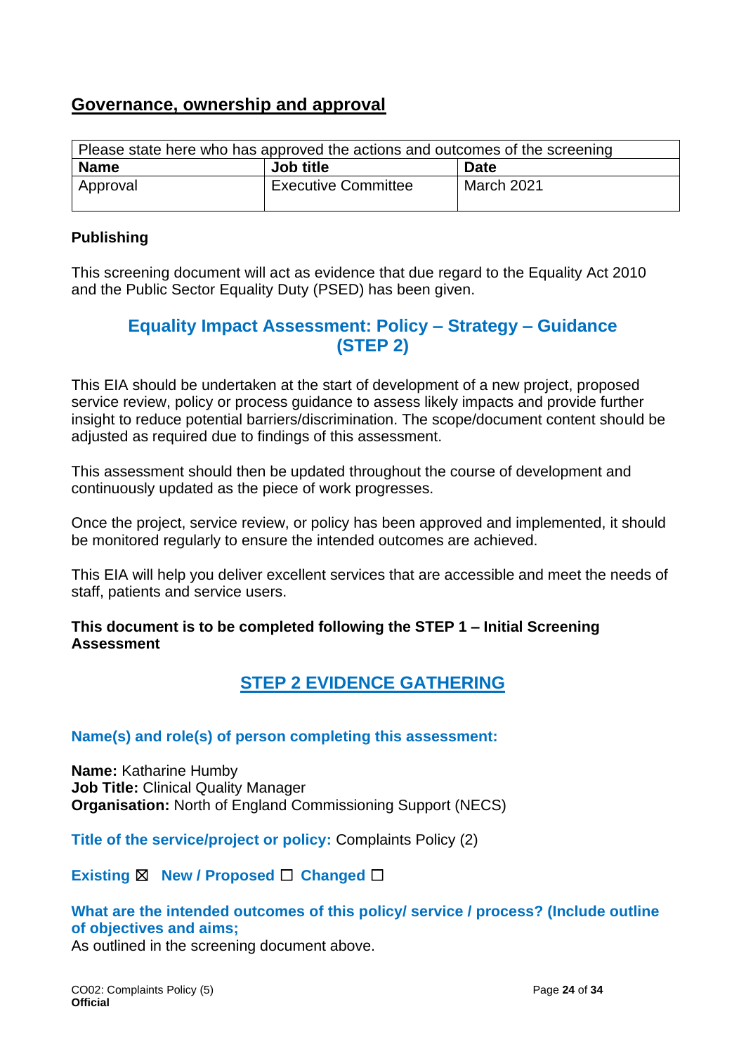## Governance, ownership and approval

| Please state here who has approved the actions and outcomes of the screening | | |
|---|---|---|
| **Name** | **Job title** | **Date** |
| Approval | Executive Committee | March 2021 |

**Publishing**

This screening document will act as evidence that due regard to the Equality Act 2010 and the Public Sector Equality Duty (PSED) has been given.

## Equality Impact Assessment: Policy – Strategy – Guidance (STEP 2)

This EIA should be undertaken at the start of development of a new project, proposed service review, policy or process guidance to assess likely impacts and provide further insight to reduce potential barriers/discrimination. The scope/document content should be adjusted as required due to findings of this assessment.

This assessment should then be updated throughout the course of development and continuously updated as the piece of work progresses.

Once the project, service review, or policy has been approved and implemented, it should be monitored regularly to ensure the intended outcomes are achieved.

This EIA will help you deliver excellent services that are accessible and meet the needs of staff, patients and service users.

**This document is to be completed following the STEP 1 – Initial Screening Assessment**

## STEP 2 EVIDENCE GATHERING

### Name(s) and role(s) of person completing this assessment:

**Name:** Katharine Humby
**Job Title:** Clinical Quality Manager
**Organisation:** North of England Commissioning Support (NECS)

**Title of the service/project or policy:** Complaints Policy (2)

**Existing** ☒ **New / Proposed** ☐ **Changed** ☐

**What are the intended outcomes of this policy/ service / process? (Include outline of objectives and aims;**
As outlined in the screening document above.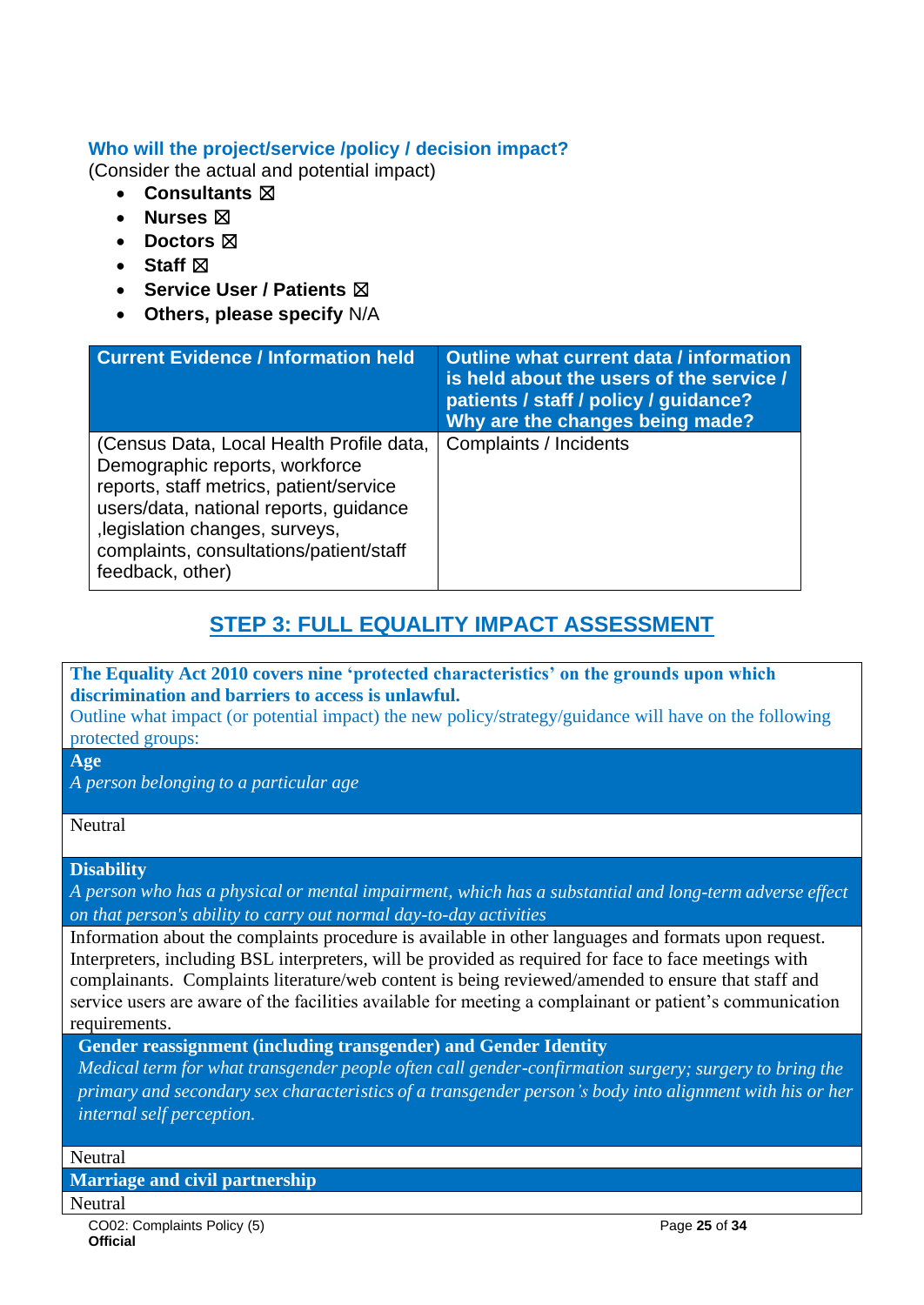### Who will the project/service /policy / decision impact?

(Consider the actual and potential impact)

- **Consultants** ☒
- **Nurses** ☒
- **Doctors** ☒
- **Staff** ☒
- **Service User / Patients** ☒
- **Others, please specify** N/A

| Current Evidence / Information held | Outline what current data / information is held about the users of the service / patients / staff / policy / guidance? Why are the changes being made? |
|---|---|
| (Census Data, Local Health Profile data, Demographic reports, workforce reports, staff metrics, patient/service users/data, national reports, guidance ,legislation changes, surveys, complaints, consultations/patient/staff feedback, other) | Complaints / Incidents |

## STEP 3: FULL EQUALITY IMPACT ASSESSMENT

**The Equality Act 2010 covers nine 'protected characteristics' on the grounds upon which discrimination and barriers to access is unlawful.**

Outline what impact (or potential impact) the new policy/strategy/guidance will have on the following protected groups:

**Age**

*A person belonging to a particular age*

Neutral

**Disability**

*A person who has a physical or mental impairment, which has a substantial and long-term adverse effect on that person's ability to carry out normal day-to-day activities*

Information about the complaints procedure is available in other languages and formats upon request. Interpreters, including BSL interpreters, will be provided as required for face to face meetings with complainants. Complaints literature/web content is being reviewed/amended to ensure that staff and service users are aware of the facilities available for meeting a complainant or patient's communication requirements.

**Gender reassignment (including transgender) and Gender Identity**

*Medical term for what transgender people often call gender-confirmation surgery; surgery to bring the primary and secondary sex characteristics of a transgender person's body into alignment with his or her internal self perception.*

Neutral

**Marriage and civil partnership**

Neutral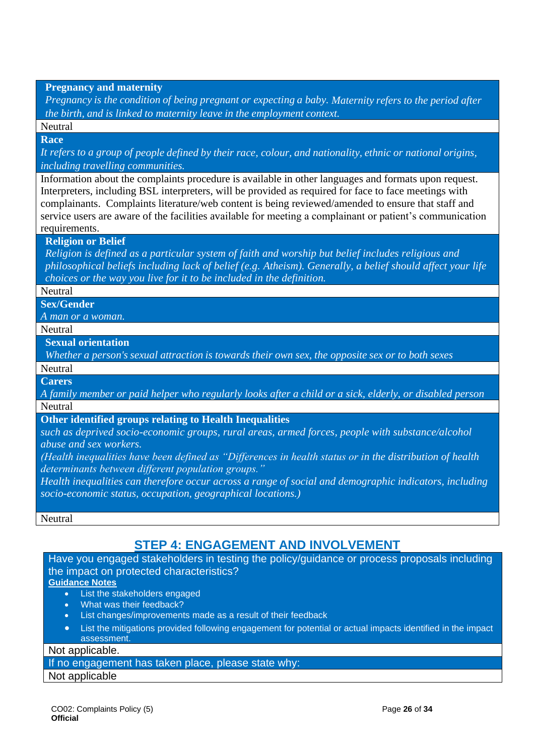| **Pregnancy and maternity**<br>*Pregnancy is the condition of being pregnant or expecting a baby. Maternity refers to the period after the birth, and is linked to maternity leave in the employment context.* |
|---|
| Neutral |
| **Race**<br>*It refers to a group of people defined by their race, colour, and nationality, ethnic or national origins, including travelling communities.* |
| Information about the complaints procedure is available in other languages and formats upon request. Interpreters, including BSL interpreters, will be provided as required for face to face meetings with complainants. Complaints literature/web content is being reviewed/amended to ensure that staff and service users are aware of the facilities available for meeting a complainant or patient's communication requirements. |
| **Religion or Belief**<br>*Religion is defined as a particular system of faith and worship but belief includes religious and philosophical beliefs including lack of belief (e.g. Atheism). Generally, a belief should affect your life choices or the way you live for it to be included in the definition.* |
| Neutral |
| **Sex/Gender**<br>*A man or a woman.* |
| Neutral |
| **Sexual orientation**<br>*Whether a person's sexual attraction is towards their own sex, the opposite sex or to both sexes* |
| Neutral |
| **Carers**<br>*A family member or paid helper who regularly looks after a child or a sick, elderly, or disabled person* |
| Neutral |
| **Other identified groups relating to Health Inequalities**<br>*such as deprived socio-economic groups, rural areas, armed forces, people with substance/alcohol abuse and sex workers.*<br>*(Health inequalities have been defined as "Differences in health status or in the distribution of health determinants between different population groups."*<br>*Health inequalities can therefore occur across a range of social and demographic indicators, including socio-economic status, occupation, geographical locations.)* |
| Neutral |

## STEP 4: ENGAGEMENT AND INVOLVEMENT

| Have you engaged stakeholders in testing the policy/guidance or process proposals including the impact on protected characteristics?<br>**Guidance Notes**<br>• List the stakeholders engaged<br>• What was their feedback?<br>• List changes/improvements made as a result of their feedback<br>• List the mitigations provided following engagement for potential or actual impacts identified in the impact assessment. |
|---|
| Not applicable. |
| If no engagement has taken place, please state why: |
| Not applicable |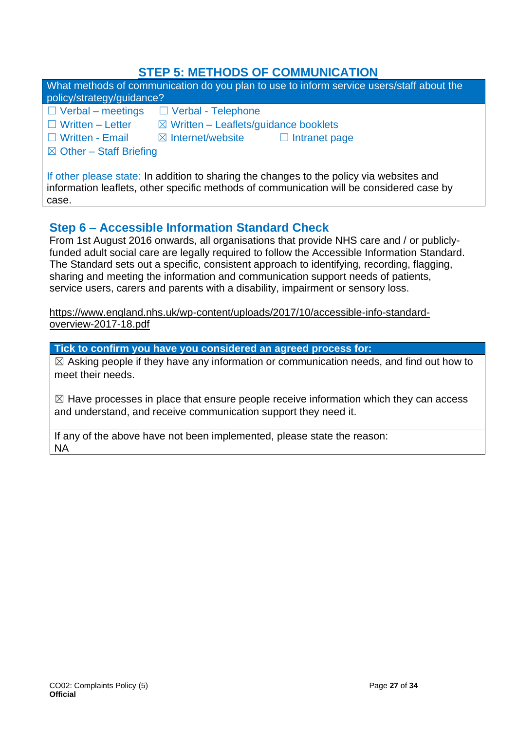## STEP 5: METHODS OF COMMUNICATION

| What methods of communication do you plan to use to inform service users/staff about the policy/strategy/guidance? |
|---|
| ☐ Verbal – meetings ☐ Verbal - Telephone<br>☐ Written – Letter ☒ Written – Leaflets/guidance booklets<br>☐ Written - Email ☒ Internet/website ☐ Intranet page<br>☒ Other – Staff Briefing<br><br>If other please state: In addition to sharing the changes to the policy via websites and information leaflets, other specific methods of communication will be considered case by case. |

## Step 6 – Accessible Information Standard Check

From 1st August 2016 onwards, all organisations that provide NHS care and / or publicly-funded adult social care are legally required to follow the Accessible Information Standard. The Standard sets out a specific, consistent approach to identifying, recording, flagging, sharing and meeting the information and communication support needs of patients, service users, carers and parents with a disability, impairment or sensory loss.

https://www.england.nhs.uk/wp-content/uploads/2017/10/accessible-info-standard-overview-2017-18.pdf

| Tick to confirm you have you considered an agreed process for: |
|---|
| ☒ Asking people if they have any information or communication needs, and find out how to meet their needs.<br><br>☒ Have processes in place that ensure people receive information which they can access and understand, and receive communication support they need it. |
| If any of the above have not been implemented, please state the reason:<br>NA |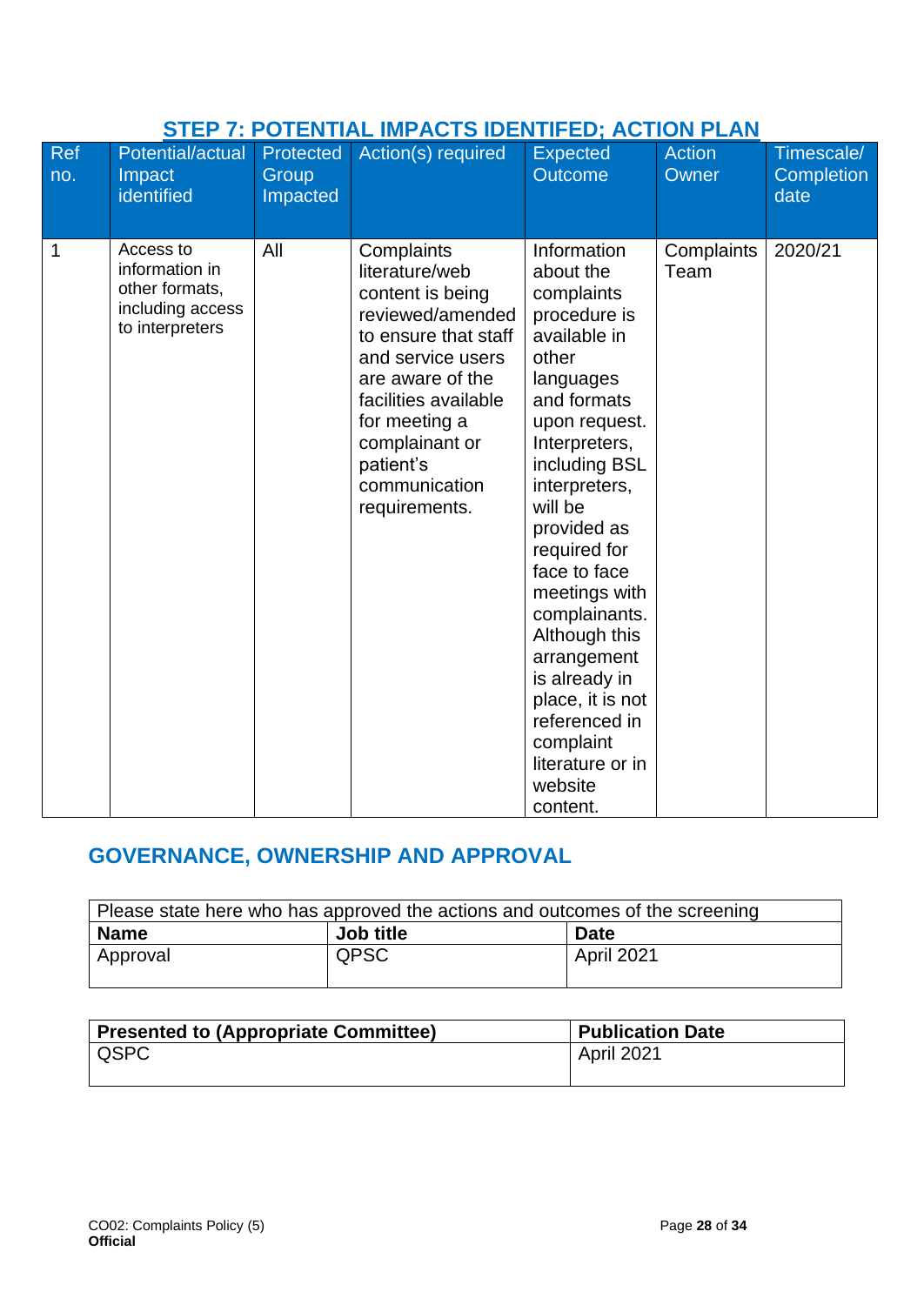## STEP 7: POTENTIAL IMPACTS IDENTIFED; ACTION PLAN

| Ref no. | Potential/actual Impact identified | Protected Group Impacted | Action(s) required | Expected Outcome | Action Owner | Timescale/ Completion date |
|---|---|---|---|---|---|---|
| 1 | Access to information in other formats, including access to interpreters | All | Complaints literature/web content is being reviewed/amended to ensure that staff and service users are aware of the facilities available for meeting a complainant or patient's communication requirements. | Information about the complaints procedure is available in other languages and formats upon request. Interpreters, including BSL interpreters, will be provided as required for face to face meetings with complainants. Although this arrangement is already in place, it is not referenced in complaint literature or in website content. | Complaints Team | 2020/21 |

## GOVERNANCE, OWNERSHIP AND APPROVAL

| Please state here who has approved the actions and outcomes of the screening | | |
|---|---|---|
| **Name** | **Job title** | **Date** |
| Approval | QPSC | April 2021 |

| **Presented to (Appropriate Committee)** | **Publication Date** |
|---|---|
| QSPC | April 2021 |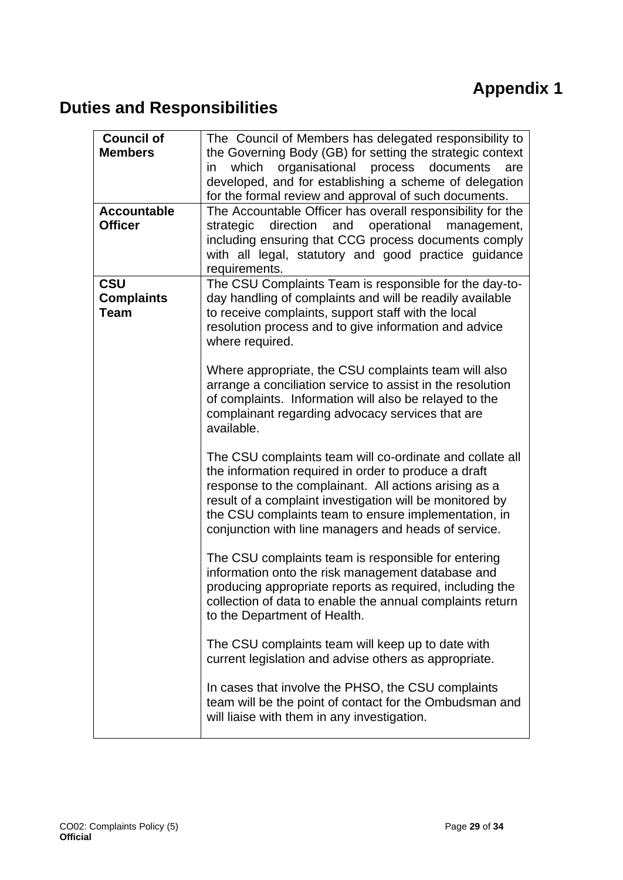**Appendix 1**

# Duties and Responsibilities

| | |
|---|---|
| **Council of Members** | The Council of Members has delegated responsibility to the Governing Body (GB) for setting the strategic context in which organisational process documents are developed, and for establishing a scheme of delegation for the formal review and approval of such documents. |
| **Accountable Officer** | The Accountable Officer has overall responsibility for the strategic direction and operational management, including ensuring that CCG process documents comply with all legal, statutory and good practice guidance requirements. |
| **CSU Complaints Team** | The CSU Complaints Team is responsible for the day-to-day handling of complaints and will be readily available to receive complaints, support staff with the local resolution process and to give information and advice where required.<br><br>Where appropriate, the CSU complaints team will also arrange a conciliation service to assist in the resolution of complaints. Information will also be relayed to the complainant regarding advocacy services that are available.<br><br>The CSU complaints team will co-ordinate and collate all the information required in order to produce a draft response to the complainant. All actions arising as a result of a complaint investigation will be monitored by the CSU complaints team to ensure implementation, in conjunction with line managers and heads of service.<br><br>The CSU complaints team is responsible for entering information onto the risk management database and producing appropriate reports as required, including the collection of data to enable the annual complaints return to the Department of Health.<br><br>The CSU complaints team will keep up to date with current legislation and advise others as appropriate.<br><br>In cases that involve the PHSO, the CSU complaints team will be the point of contact for the Ombudsman and will liaise with them in any investigation. |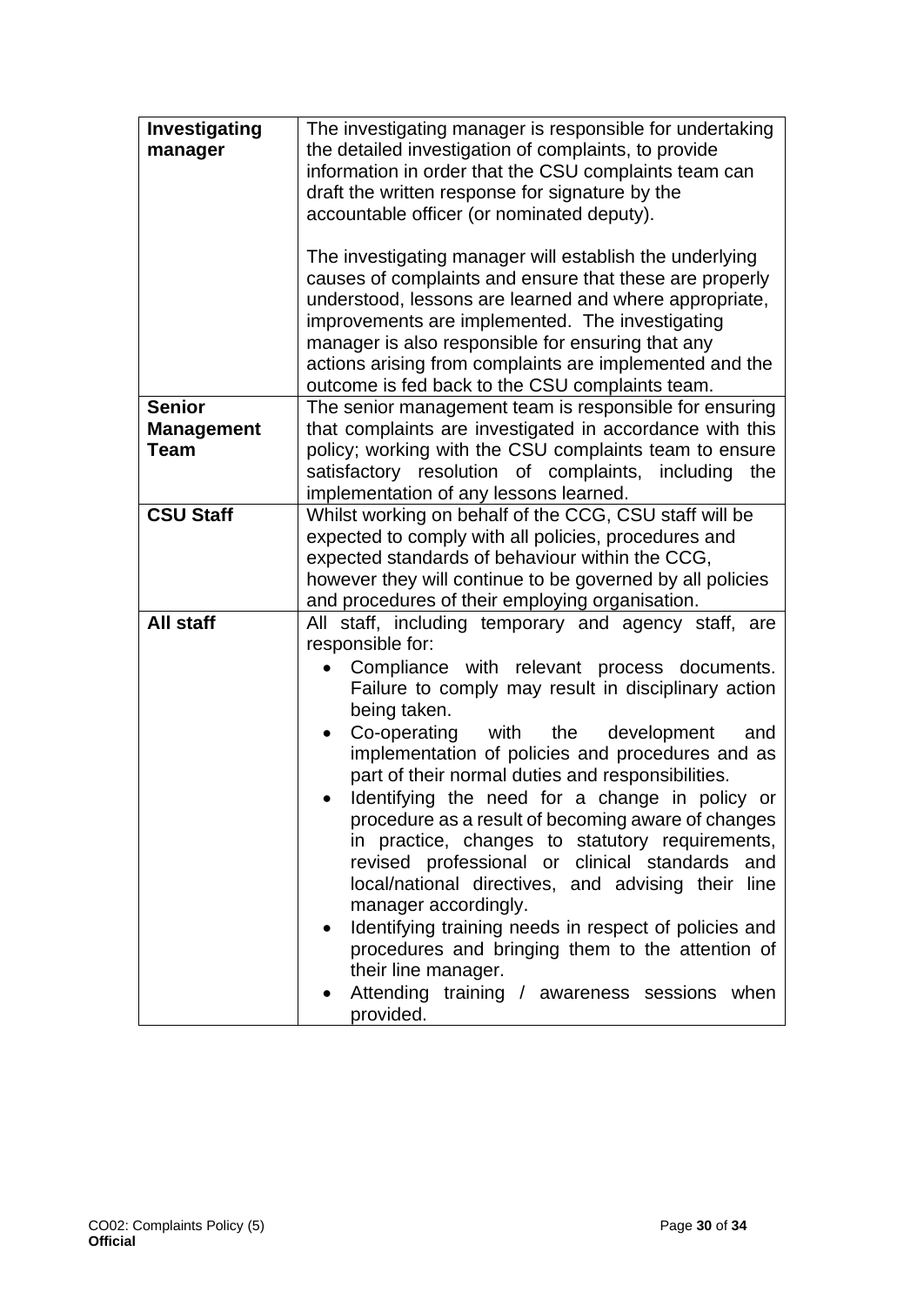| | |
|---|---|
| **Investigating manager** | The investigating manager is responsible for undertaking the detailed investigation of complaints, to provide information in order that the CSU complaints team can draft the written response for signature by the accountable officer (or nominated deputy).<br><br>The investigating manager will establish the underlying causes of complaints and ensure that these are properly understood, lessons are learned and where appropriate, improvements are implemented. The investigating manager is also responsible for ensuring that any actions arising from complaints are implemented and the outcome is fed back to the CSU complaints team. |
| **Senior Management Team** | The senior management team is responsible for ensuring that complaints are investigated in accordance with this policy; working with the CSU complaints team to ensure satisfactory resolution of complaints, including the implementation of any lessons learned. |
| **CSU Staff** | Whilst working on behalf of the CCG, CSU staff will be expected to comply with all policies, procedures and expected standards of behaviour within the CCG, however they will continue to be governed by all policies and procedures of their employing organisation. |
| **All staff** | All staff, including temporary and agency staff, are responsible for:<br>• Compliance with relevant process documents. Failure to comply may result in disciplinary action being taken.<br>• Co-operating with the development and implementation of policies and procedures and as part of their normal duties and responsibilities.<br>• Identifying the need for a change in policy or procedure as a result of becoming aware of changes in practice, changes to statutory requirements, revised professional or clinical standards and local/national directives, and advising their line manager accordingly.<br>• Identifying training needs in respect of policies and procedures and bringing them to the attention of their line manager.<br>• Attending training / awareness sessions when provided. |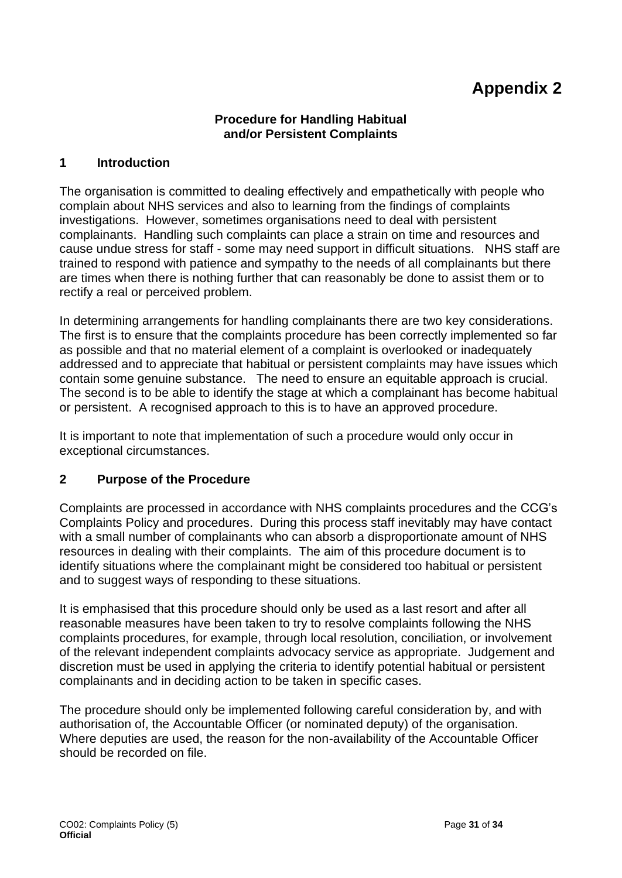# Appendix 2

### Procedure for Handling Habitual and/or Persistent Complaints

## 1 Introduction

The organisation is committed to dealing effectively and empathetically with people who complain about NHS services and also to learning from the findings of complaints investigations. However, sometimes organisations need to deal with persistent complainants. Handling such complaints can place a strain on time and resources and cause undue stress for staff - some may need support in difficult situations. NHS staff are trained to respond with patience and sympathy to the needs of all complainants but there are times when there is nothing further that can reasonably be done to assist them or to rectify a real or perceived problem.

In determining arrangements for handling complainants there are two key considerations. The first is to ensure that the complaints procedure has been correctly implemented so far as possible and that no material element of a complaint is overlooked or inadequately addressed and to appreciate that habitual or persistent complaints may have issues which contain some genuine substance. The need to ensure an equitable approach is crucial. The second is to be able to identify the stage at which a complainant has become habitual or persistent. A recognised approach to this is to have an approved procedure.

It is important to note that implementation of such a procedure would only occur in exceptional circumstances.

## 2 Purpose of the Procedure

Complaints are processed in accordance with NHS complaints procedures and the CCG's Complaints Policy and procedures. During this process staff inevitably may have contact with a small number of complainants who can absorb a disproportionate amount of NHS resources in dealing with their complaints. The aim of this procedure document is to identify situations where the complainant might be considered too habitual or persistent and to suggest ways of responding to these situations.

It is emphasised that this procedure should only be used as a last resort and after all reasonable measures have been taken to try to resolve complaints following the NHS complaints procedures, for example, through local resolution, conciliation, or involvement of the relevant independent complaints advocacy service as appropriate. Judgement and discretion must be used in applying the criteria to identify potential habitual or persistent complainants and in deciding action to be taken in specific cases.

The procedure should only be implemented following careful consideration by, and with authorisation of, the Accountable Officer (or nominated deputy) of the organisation. Where deputies are used, the reason for the non-availability of the Accountable Officer should be recorded on file.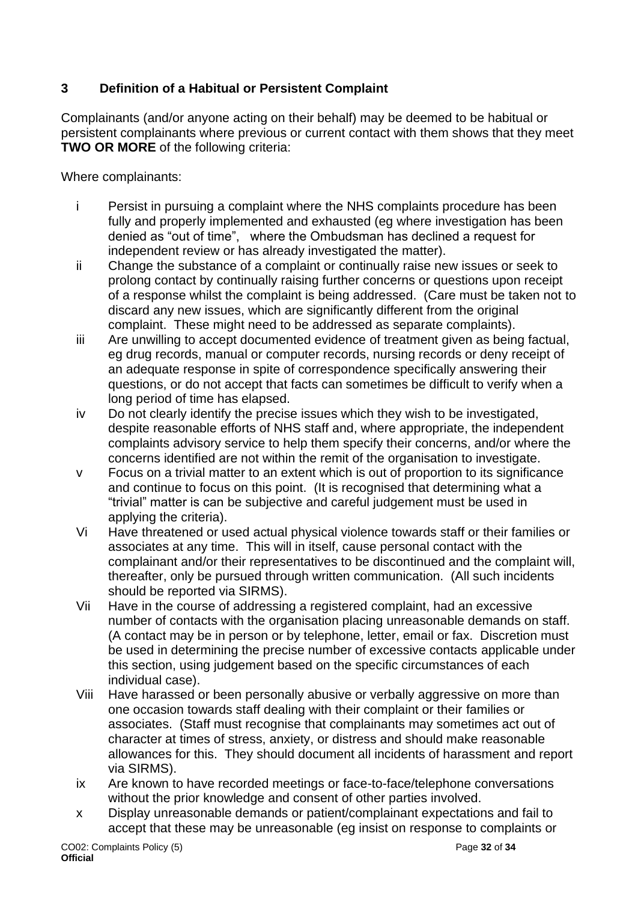## 3 Definition of a Habitual or Persistent Complaint

Complainants (and/or anyone acting on their behalf) may be deemed to be habitual or persistent complainants where previous or current contact with them shows that they meet **TWO OR MORE** of the following criteria:

Where complainants:

- i Persist in pursuing a complaint where the NHS complaints procedure has been fully and properly implemented and exhausted (eg where investigation has been denied as "out of time", where the Ombudsman has declined a request for independent review or has already investigated the matter).
- ii Change the substance of a complaint or continually raise new issues or seek to prolong contact by continually raising further concerns or questions upon receipt of a response whilst the complaint is being addressed. (Care must be taken not to discard any new issues, which are significantly different from the original complaint. These might need to be addressed as separate complaints).
- iii Are unwilling to accept documented evidence of treatment given as being factual, eg drug records, manual or computer records, nursing records or deny receipt of an adequate response in spite of correspondence specifically answering their questions, or do not accept that facts can sometimes be difficult to verify when a long period of time has elapsed.
- iv Do not clearly identify the precise issues which they wish to be investigated, despite reasonable efforts of NHS staff and, where appropriate, the independent complaints advisory service to help them specify their concerns, and/or where the concerns identified are not within the remit of the organisation to investigate.
- v Focus on a trivial matter to an extent which is out of proportion to its significance and continue to focus on this point. (It is recognised that determining what a "trivial" matter is can be subjective and careful judgement must be used in applying the criteria).
- Vi Have threatened or used actual physical violence towards staff or their families or associates at any time. This will in itself, cause personal contact with the complainant and/or their representatives to be discontinued and the complaint will, thereafter, only be pursued through written communication. (All such incidents should be reported via SIRMS).
- Vii Have in the course of addressing a registered complaint, had an excessive number of contacts with the organisation placing unreasonable demands on staff. (A contact may be in person or by telephone, letter, email or fax. Discretion must be used in determining the precise number of excessive contacts applicable under this section, using judgement based on the specific circumstances of each individual case).
- Viii Have harassed or been personally abusive or verbally aggressive on more than one occasion towards staff dealing with their complaint or their families or associates. (Staff must recognise that complainants may sometimes act out of character at times of stress, anxiety, or distress and should make reasonable allowances for this. They should document all incidents of harassment and report via SIRMS).
- ix Are known to have recorded meetings or face-to-face/telephone conversations without the prior knowledge and consent of other parties involved.
- x Display unreasonable demands or patient/complainant expectations and fail to accept that these may be unreasonable (eg insist on response to complaints or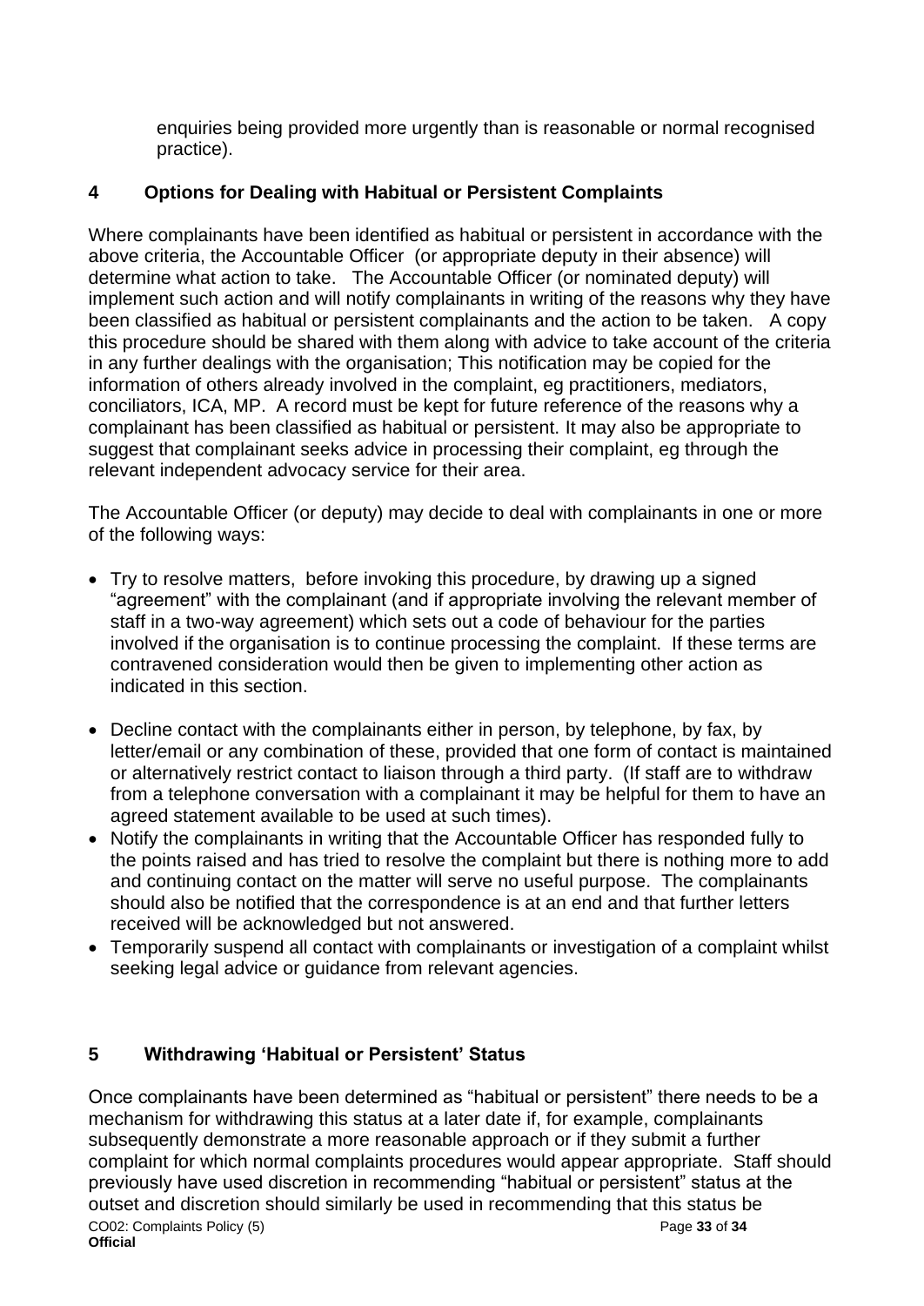enquiries being provided more urgently than is reasonable or normal recognised practice).

## 4 Options for Dealing with Habitual or Persistent Complaints

Where complainants have been identified as habitual or persistent in accordance with the above criteria, the Accountable Officer (or appropriate deputy in their absence) will determine what action to take. The Accountable Officer (or nominated deputy) will implement such action and will notify complainants in writing of the reasons why they have been classified as habitual or persistent complainants and the action to be taken. A copy this procedure should be shared with them along with advice to take account of the criteria in any further dealings with the organisation; This notification may be copied for the information of others already involved in the complaint, eg practitioners, mediators, conciliators, ICA, MP. A record must be kept for future reference of the reasons why a complainant has been classified as habitual or persistent. It may also be appropriate to suggest that complainant seeks advice in processing their complaint, eg through the relevant independent advocacy service for their area.

The Accountable Officer (or deputy) may decide to deal with complainants in one or more of the following ways:

- Try to resolve matters, before invoking this procedure, by drawing up a signed "agreement" with the complainant (and if appropriate involving the relevant member of staff in a two-way agreement) which sets out a code of behaviour for the parties involved if the organisation is to continue processing the complaint. If these terms are contravened consideration would then be given to implementing other action as indicated in this section.
- Decline contact with the complainants either in person, by telephone, by fax, by letter/email or any combination of these, provided that one form of contact is maintained or alternatively restrict contact to liaison through a third party. (If staff are to withdraw from a telephone conversation with a complainant it may be helpful for them to have an agreed statement available to be used at such times).
- Notify the complainants in writing that the Accountable Officer has responded fully to the points raised and has tried to resolve the complaint but there is nothing more to add and continuing contact on the matter will serve no useful purpose. The complainants should also be notified that the correspondence is at an end and that further letters received will be acknowledged but not answered.
- Temporarily suspend all contact with complainants or investigation of a complaint whilst seeking legal advice or guidance from relevant agencies.

## 5 Withdrawing 'Habitual or Persistent' Status

Once complainants have been determined as "habitual or persistent" there needs to be a mechanism for withdrawing this status at a later date if, for example, complainants subsequently demonstrate a more reasonable approach or if they submit a further complaint for which normal complaints procedures would appear appropriate. Staff should previously have used discretion in recommending "habitual or persistent" status at the outset and discretion should similarly be used in recommending that this status be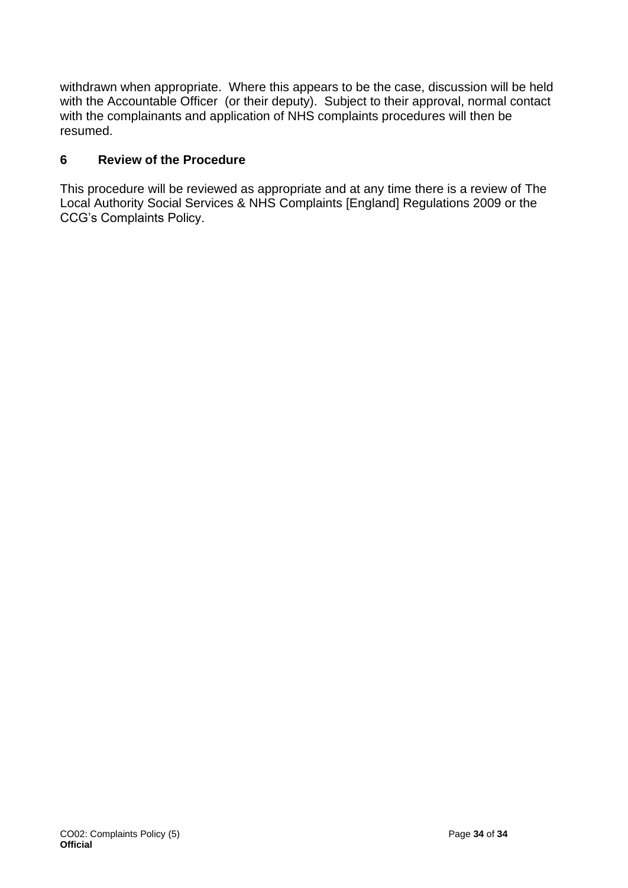withdrawn when appropriate. Where this appears to be the case, discussion will be held with the Accountable Officer (or their deputy). Subject to their approval, normal contact with the complainants and application of NHS complaints procedures will then be resumed.

## 6 Review of the Procedure

This procedure will be reviewed as appropriate and at any time there is a review of The Local Authority Social Services & NHS Complaints [England] Regulations 2009 or the CCG's Complaints Policy.